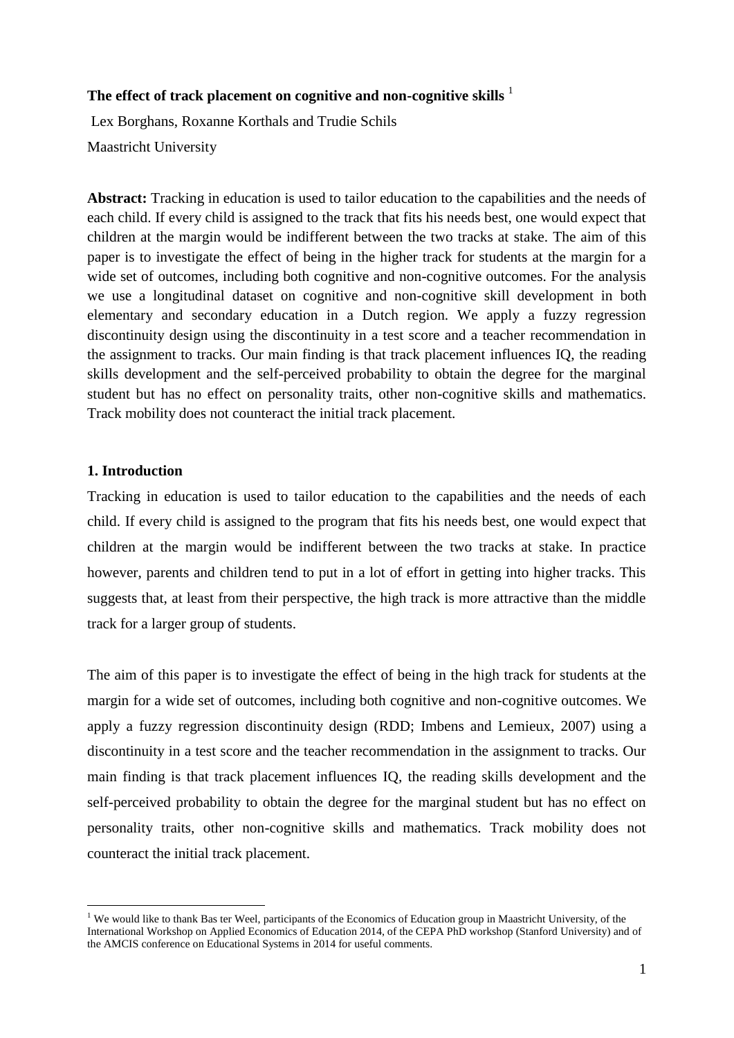**The effect of track placement on cognitive and non-cognitive skills** [1]

Lex Borghans, Roxanne Korthals and Trudie Schils

Maastricht University

**Abstract:** Tracking in education is used to tailor education to the capabilities and the needs of each child. If every child is assigned to the track that fits his needs best, one would expect that children at the margin would be indifferent between the two tracks at stake. The aim of this paper is to investigate the effect of being in the higher track for students at the margin for a wide set of outcomes, including both cognitive and non-cognitive outcomes. For the analysis we use a longitudinal dataset on cognitive and non-cognitive skill development in both elementary and secondary education in a Dutch region. We apply a fuzzy regression discontinuity design using the discontinuity in a test score and a teacher recommendation in the assignment to tracks. Our main finding is that track placement influences IQ, the reading skills development and the self-perceived probability to obtain the degree for the marginal student but has no effect on personality traits, other non-cognitive skills and mathematics. Track mobility does not counteract the initial track placement.

## 1. Introduction

Tracking in education is used to tailor education to the capabilities and the needs of each child. If every child is assigned to the program that fits his needs best, one would expect that children at the margin would be indifferent between the two tracks at stake. In practice however, parents and children tend to put in a lot of effort in getting into higher tracks. This suggests that, at least from their perspective, the high track is more attractive than the middle track for a larger group of students.

The aim of this paper is to investigate the effect of being in the high track for students at the margin for a wide set of outcomes, including both cognitive and non-cognitive outcomes. We apply a fuzzy regression discontinuity design (RDD; Imbens and Lemieux, 2007) using a discontinuity in a test score and the teacher recommendation in the assignment to tracks. Our main finding is that track placement influences IQ, the reading skills development and the self-perceived probability to obtain the degree for the marginal student but has no effect on personality traits, other non-cognitive skills and mathematics. Track mobility does not counteract the initial track placement.

[1] We would like to thank Bas ter Weel, participants of the Economics of Education group in Maastricht University, of the International Workshop on Applied Economics of Education 2014, of the CEPA PhD workshop (Stanford University) and of the AMCIS conference on Educational Systems in 2014 for useful comments.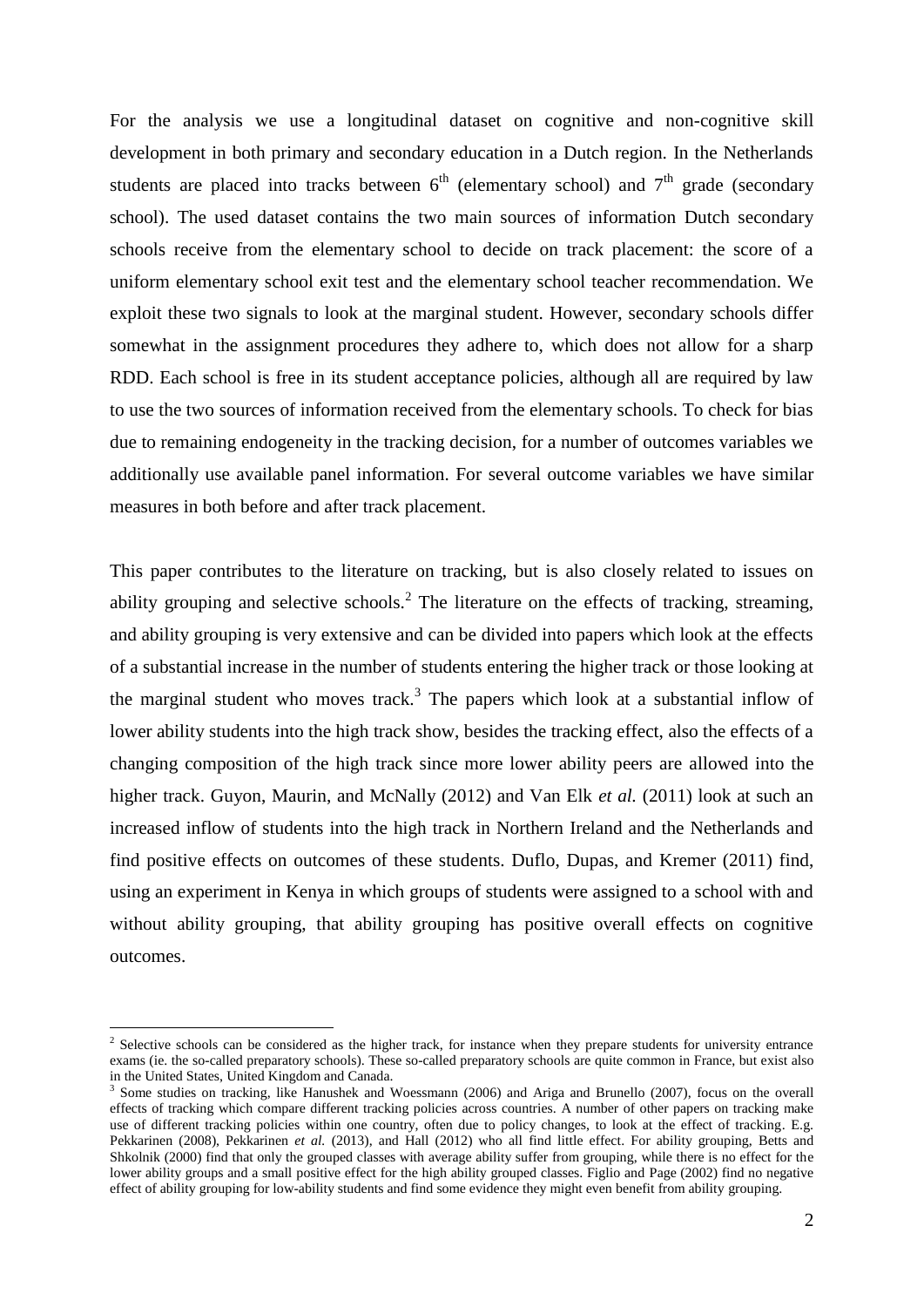For the analysis we use a longitudinal dataset on cognitive and non-cognitive skill development in both primary and secondary education in a Dutch region. In the Netherlands students are placed into tracks between $6^{th}$ (elementary school) and $7^{th}$ grade (secondary school). The used dataset contains the two main sources of information Dutch secondary schools receive from the elementary school to decide on track placement: the score of a uniform elementary school exit test and the elementary school teacher recommendation. We exploit these two signals to look at the marginal student. However, secondary schools differ somewhat in the assignment procedures they adhere to, which does not allow for a sharp RDD. Each school is free in its student acceptance policies, although all are required by law to use the two sources of information received from the elementary schools. To check for bias due to remaining endogeneity in the tracking decision, for a number of outcomes variables we additionally use available panel information. For several outcome variables we have similar measures in both before and after track placement.

This paper contributes to the literature on tracking, but is also closely related to issues on ability grouping and selective schools.[2] The literature on the effects of tracking, streaming, and ability grouping is very extensive and can be divided into papers which look at the effects of a substantial increase in the number of students entering the higher track or those looking at the marginal student who moves track.[3] The papers which look at a substantial inflow of lower ability students into the high track show, besides the tracking effect, also the effects of a changing composition of the high track since more lower ability peers are allowed into the higher track. Guyon, Maurin, and McNally (2012) and Van Elk *et al.* (2011) look at such an increased inflow of students into the high track in Northern Ireland and the Netherlands and find positive effects on outcomes of these students. Duflo, Dupas, and Kremer (2011) find, using an experiment in Kenya in which groups of students were assigned to a school with and without ability grouping, that ability grouping has positive overall effects on cognitive outcomes.

---

[2] Selective schools can be considered as the higher track, for instance when they prepare students for university entrance exams (ie. the so-called preparatory schools). These so-called preparatory schools are quite common in France, but exist also in the United States, United Kingdom and Canada.

[3] Some studies on tracking, like Hanushek and Woessmann (2006) and Ariga and Brunello (2007), focus on the overall effects of tracking which compare different tracking policies across countries. A number of other papers on tracking make use of different tracking policies within one country, often due to policy changes, to look at the effect of tracking. E.g. Pekkarinen (2008), Pekkarinen *et al.* (2013), and Hall (2012) who all find little effect. For ability grouping, Betts and Shkolnik (2000) find that only the grouped classes with average ability suffer from grouping, while there is no effect for the lower ability groups and a small positive effect for the high ability grouped classes. Figlio and Page (2002) find no negative effect of ability grouping for low-ability students and find some evidence they might even benefit from ability grouping.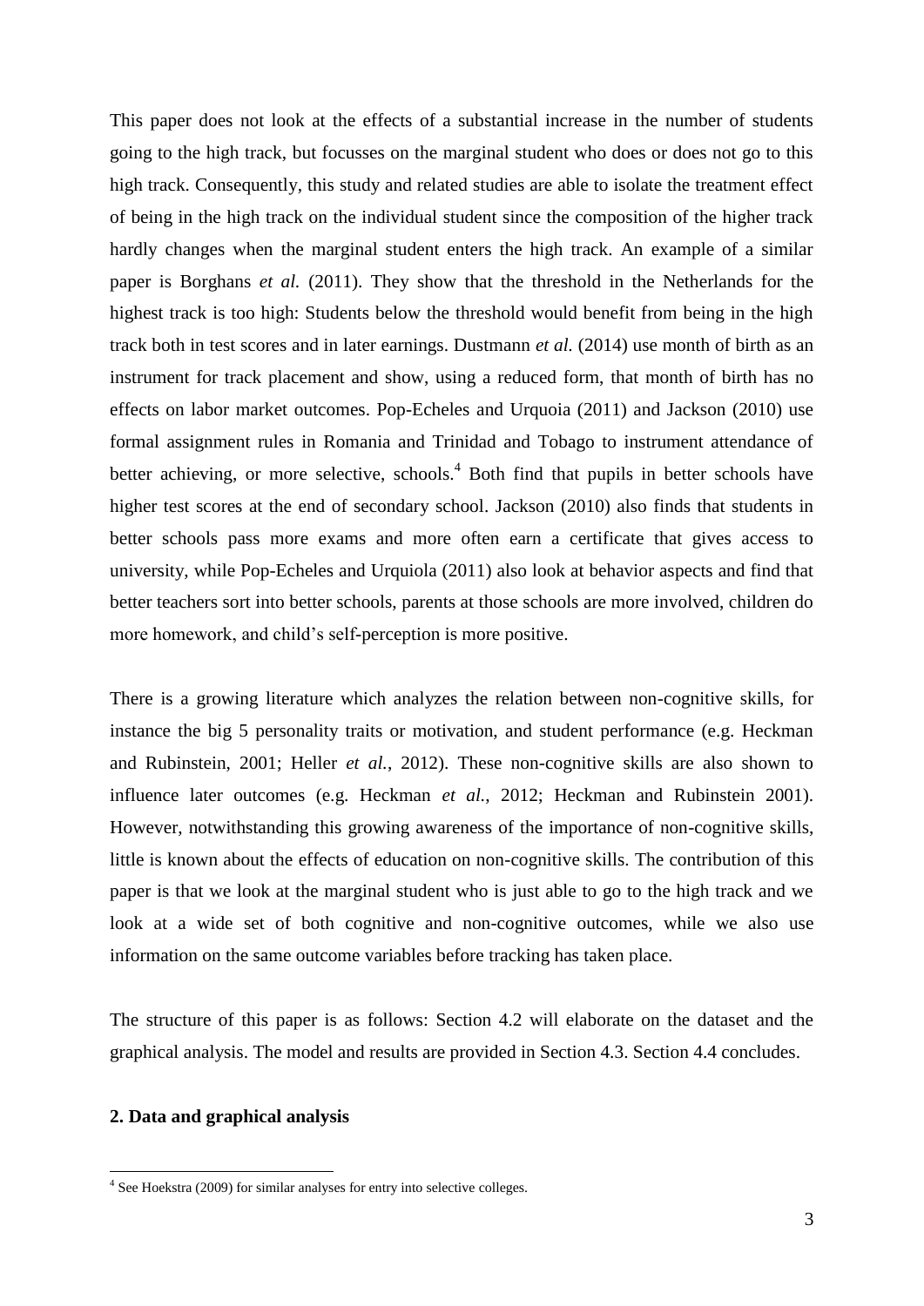This paper does not look at the effects of a substantial increase in the number of students going to the high track, but focusses on the marginal student who does or does not go to this high track. Consequently, this study and related studies are able to isolate the treatment effect of being in the high track on the individual student since the composition of the higher track hardly changes when the marginal student enters the high track. An example of a similar paper is Borghans *et al.* (2011). They show that the threshold in the Netherlands for the highest track is too high: Students below the threshold would benefit from being in the high track both in test scores and in later earnings. Dustmann *et al.* (2014) use month of birth as an instrument for track placement and show, using a reduced form, that month of birth has no effects on labor market outcomes. Pop-Echeles and Urquoia (2011) and Jackson (2010) use formal assignment rules in Romania and Trinidad and Tobago to instrument attendance of better achieving, or more selective, schools.[4] Both find that pupils in better schools have higher test scores at the end of secondary school. Jackson (2010) also finds that students in better schools pass more exams and more often earn a certificate that gives access to university, while Pop-Echeles and Urquiola (2011) also look at behavior aspects and find that better teachers sort into better schools, parents at those schools are more involved, children do more homework, and child's self-perception is more positive.

There is a growing literature which analyzes the relation between non-cognitive skills, for instance the big 5 personality traits or motivation, and student performance (e.g. Heckman and Rubinstein, 2001; Heller *et al.*, 2012). These non-cognitive skills are also shown to influence later outcomes (e.g. Heckman *et al.*, 2012; Heckman and Rubinstein 2001). However, notwithstanding this growing awareness of the importance of non-cognitive skills, little is known about the effects of education on non-cognitive skills. The contribution of this paper is that we look at the marginal student who is just able to go to the high track and we look at a wide set of both cognitive and non-cognitive outcomes, while we also use information on the same outcome variables before tracking has taken place.

The structure of this paper is as follows: Section 4.2 will elaborate on the dataset and the graphical analysis. The model and results are provided in Section 4.3. Section 4.4 concludes.

## 2. Data and graphical analysis

[4] See Hoekstra (2009) for similar analyses for entry into selective colleges.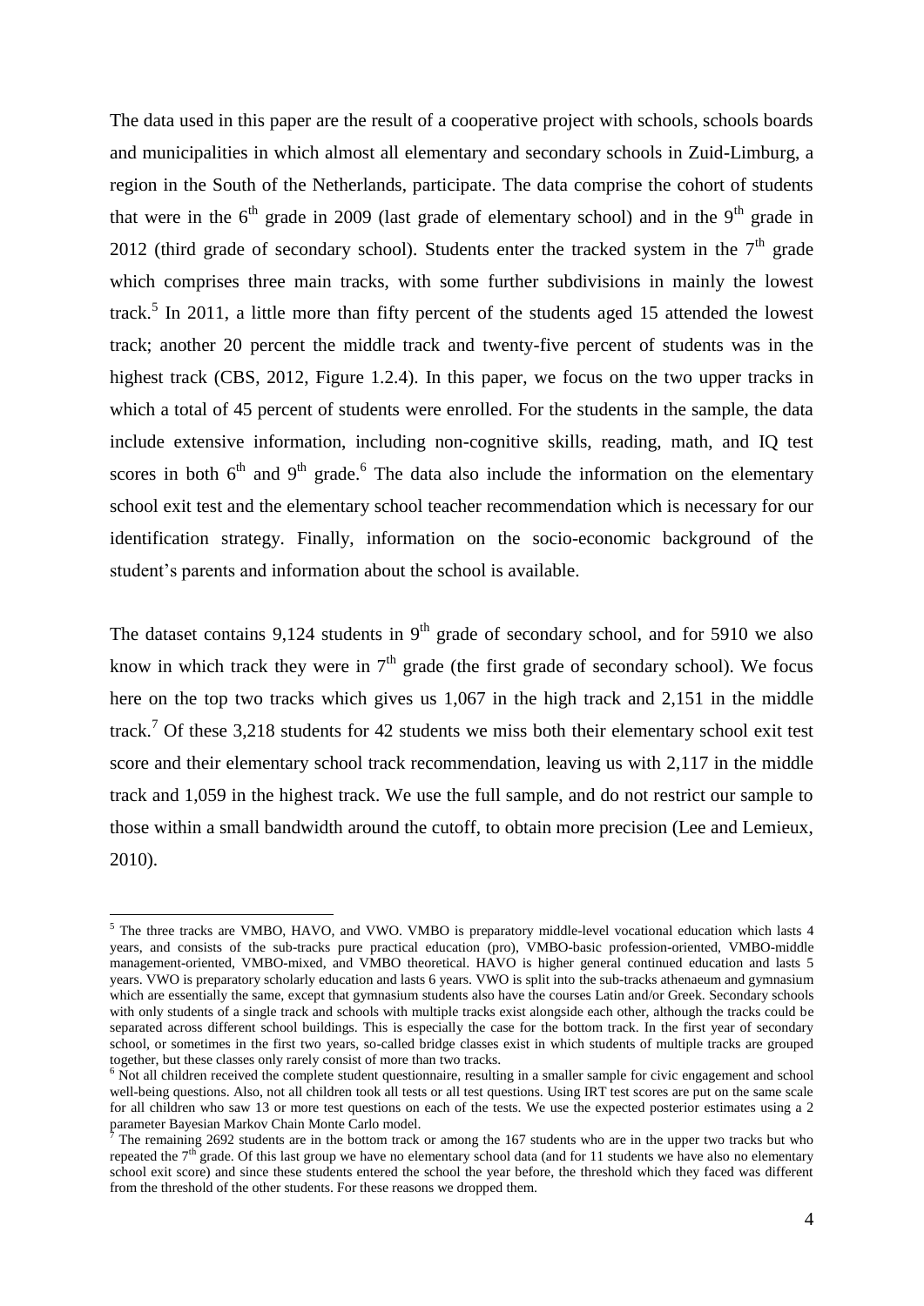The data used in this paper are the result of a cooperative project with schools, schools boards and municipalities in which almost all elementary and secondary schools in Zuid-Limburg, a region in the South of the Netherlands, participate. The data comprise the cohort of students that were in the 6$^{th}$ grade in 2009 (last grade of elementary school) and in the 9$^{th}$ grade in 2012 (third grade of secondary school). Students enter the tracked system in the 7$^{th}$ grade which comprises three main tracks, with some further subdivisions in mainly the lowest track.[5] In 2011, a little more than fifty percent of the students aged 15 attended the lowest track; another 20 percent the middle track and twenty-five percent of students was in the highest track (CBS, 2012, Figure 1.2.4). In this paper, we focus on the two upper tracks in which a total of 45 percent of students were enrolled. For the students in the sample, the data include extensive information, including non-cognitive skills, reading, math, and IQ test scores in both 6$^{th}$ and 9$^{th}$ grade.[6] The data also include the information on the elementary school exit test and the elementary school teacher recommendation which is necessary for our identification strategy. Finally, information on the socio-economic background of the student's parents and information about the school is available.

The dataset contains 9,124 students in 9$^{th}$ grade of secondary school, and for 5910 we also know in which track they were in 7$^{th}$ grade (the first grade of secondary school). We focus here on the top two tracks which gives us 1,067 in the high track and 2,151 in the middle track.[7] Of these 3,218 students for 42 students we miss both their elementary school exit test score and their elementary school track recommendation, leaving us with 2,117 in the middle track and 1,059 in the highest track. We use the full sample, and do not restrict our sample to those within a small bandwidth around the cutoff, to obtain more precision (Lee and Lemieux, 2010).

---

[5] The three tracks are VMBO, HAVO, and VWO. VMBO is preparatory middle-level vocational education which lasts 4 years, and consists of the sub-tracks pure practical education (pro), VMBO-basic profession-oriented, VMBO-middle management-oriented, VMBO-mixed, and VMBO theoretical. HAVO is higher general continued education and lasts 5 years. VWO is preparatory scholarly education and lasts 6 years. VWO is split into the sub-tracks athenaeum and gymnasium which are essentially the same, except that gymnasium students also have the courses Latin and/or Greek. Secondary schools with only students of a single track and schools with multiple tracks exist alongside each other, although the tracks could be separated across different school buildings. This is especially the case for the bottom track. In the first year of secondary school, or sometimes in the first two years, so-called bridge classes exist in which students of multiple tracks are grouped together, but these classes only rarely consist of more than two tracks.

[6] Not all children received the complete student questionnaire, resulting in a smaller sample for civic engagement and school well-being questions. Also, not all children took all tests or all test questions. Using IRT test scores are put on the same scale for all children who saw 13 or more test questions on each of the tests. We use the expected posterior estimates using a 2 parameter Bayesian Markov Chain Monte Carlo model.

[7] The remaining 2692 students are in the bottom track or among the 167 students who are in the upper two tracks but who repeated the 7$^{th}$ grade. Of this last group we have no elementary school data (and for 11 students we have also no elementary school exit score) and since these students entered the school the year before, the threshold which they faced was different from the threshold of the other students. For these reasons we dropped them.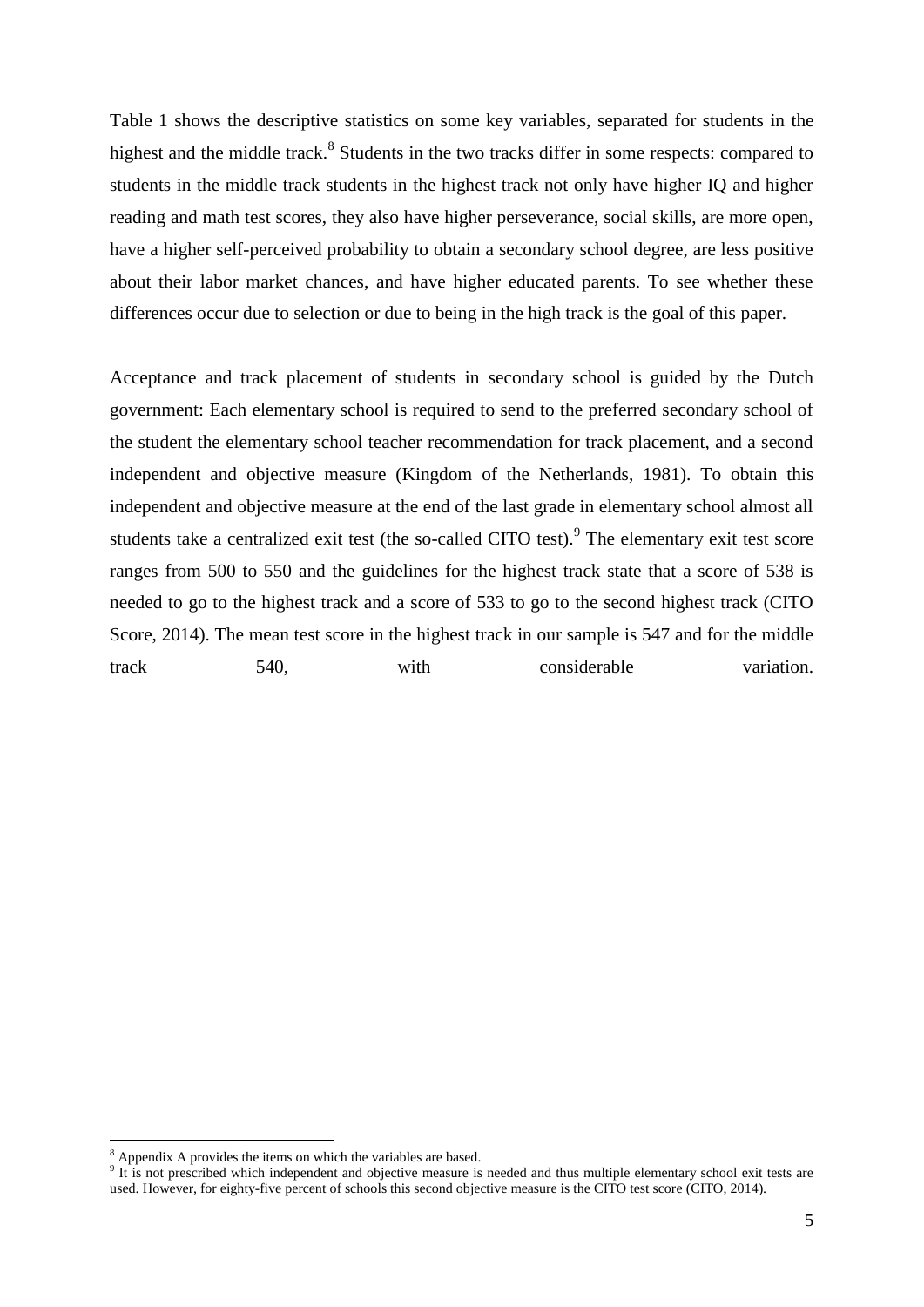Table 1 shows the descriptive statistics on some key variables, separated for students in the highest and the middle track.[8] Students in the two tracks differ in some respects: compared to students in the middle track students in the highest track not only have higher IQ and higher reading and math test scores, they also have higher perseverance, social skills, are more open, have a higher self-perceived probability to obtain a secondary school degree, are less positive about their labor market chances, and have higher educated parents. To see whether these differences occur due to selection or due to being in the high track is the goal of this paper.

Acceptance and track placement of students in secondary school is guided by the Dutch government: Each elementary school is required to send to the preferred secondary school of the student the elementary school teacher recommendation for track placement, and a second independent and objective measure (Kingdom of the Netherlands, 1981). To obtain this independent and objective measure at the end of the last grade in elementary school almost all students take a centralized exit test (the so-called CITO test).[9] The elementary exit test score ranges from 500 to 550 and the guidelines for the highest track state that a score of 538 is needed to go to the highest track and a score of 533 to go to the second highest track (CITO Score, 2014). The mean test score in the highest track in our sample is 547 and for the middle track 540, with considerable variation.

---

[8] Appendix A provides the items on which the variables are based.

[9] It is not prescribed which independent and objective measure is needed and thus multiple elementary school exit tests are used. However, for eighty-five percent of schools this second objective measure is the CITO test score (CITO, 2014).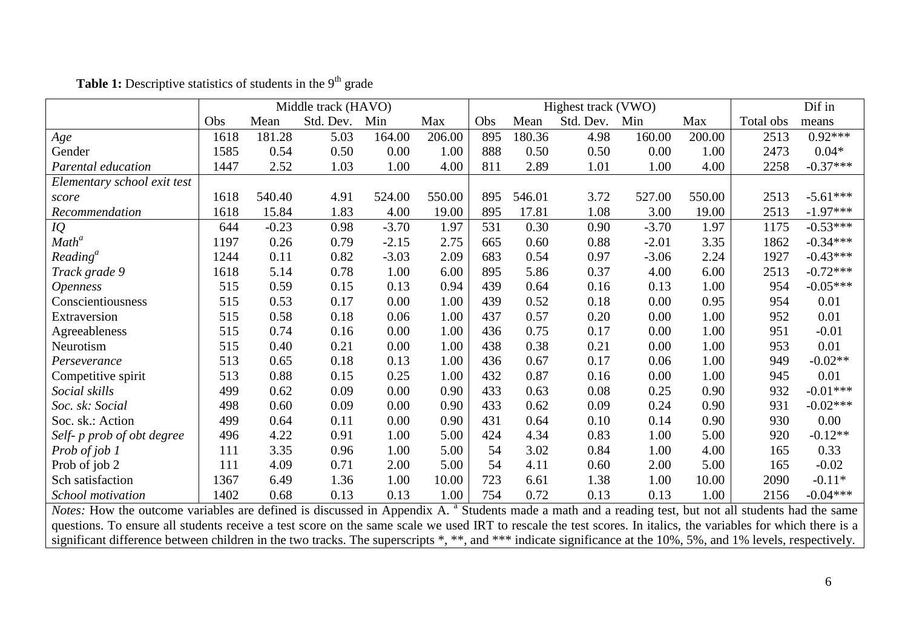**Table 1:** Descriptive statistics of students in the 9th grade

| | Middle track (HAVO) | | | | | Highest track (VWO) | | | | | | Dif in |
|---|---|---|---|---|---|---|---|---|---|---|---|---|
| | Obs | Mean | Std. Dev. | Min | Max | Obs | Mean | Std. Dev. | Min | Max | Total obs | means |
| *Age* | 1618 | 181.28 | 5.03 | 164.00 | 206.00 | 895 | 180.36 | 4.98 | 160.00 | 200.00 | 2513 | 0.92*** |
| Gender | 1585 | 0.54 | 0.50 | 0.00 | 1.00 | 888 | 0.50 | 0.50 | 0.00 | 1.00 | 2473 | 0.04* |
| *Parental education* | 1447 | 2.52 | 1.03 | 1.00 | 4.00 | 811 | 2.89 | 1.01 | 1.00 | 4.00 | 2258 | -0.37*** |
| *Elementary school exit test score* | 1618 | 540.40 | 4.91 | 524.00 | 550.00 | 895 | 546.01 | 3.72 | 527.00 | 550.00 | 2513 | -5.61*** |
| *Recommendation* | 1618 | 15.84 | 1.83 | 4.00 | 19.00 | 895 | 17.81 | 1.08 | 3.00 | 19.00 | 2513 | -1.97*** |
| *IQ* | 644 | -0.23 | 0.98 | -3.70 | 1.97 | 531 | 0.30 | 0.90 | -3.70 | 1.97 | 1175 | -0.53*** |
| *Math*[a] | 1197 | 0.26 | 0.79 | -2.15 | 2.75 | 665 | 0.60 | 0.88 | -2.01 | 3.35 | 1862 | -0.34*** |
| *Reading*[a] | 1244 | 0.11 | 0.82 | -3.03 | 2.09 | 683 | 0.54 | 0.97 | -3.06 | 2.24 | 1927 | -0.43*** |
| *Track grade 9* | 1618 | 5.14 | 0.78 | 1.00 | 6.00 | 895 | 5.86 | 0.37 | 4.00 | 6.00 | 2513 | -0.72*** |
| *Openness* | 515 | 0.59 | 0.15 | 0.13 | 0.94 | 439 | 0.64 | 0.16 | 0.13 | 1.00 | 954 | -0.05*** |
| Conscientiousness | 515 | 0.53 | 0.17 | 0.00 | 1.00 | 439 | 0.52 | 0.18 | 0.00 | 0.95 | 954 | 0.01 |
| Extraversion | 515 | 0.58 | 0.18 | 0.06 | 1.00 | 437 | 0.57 | 0.20 | 0.00 | 1.00 | 952 | 0.01 |
| Agreeableness | 515 | 0.74 | 0.16 | 0.00 | 1.00 | 436 | 0.75 | 0.17 | 0.00 | 1.00 | 951 | -0.01 |
| Neurotism | 515 | 0.40 | 0.21 | 0.00 | 1.00 | 438 | 0.38 | 0.21 | 0.00 | 1.00 | 953 | 0.01 |
| *Perseverance* | 513 | 0.65 | 0.18 | 0.13 | 1.00 | 436 | 0.67 | 0.17 | 0.06 | 1.00 | 949 | -0.02** |
| Competitive spirit | 513 | 0.88 | 0.15 | 0.25 | 1.00 | 432 | 0.87 | 0.16 | 0.00 | 1.00 | 945 | 0.01 |
| *Social skills* | 499 | 0.62 | 0.09 | 0.00 | 0.90 | 433 | 0.63 | 0.08 | 0.25 | 0.90 | 932 | -0.01*** |
| *Soc. sk: Social* | 498 | 0.60 | 0.09 | 0.00 | 0.90 | 433 | 0.62 | 0.09 | 0.24 | 0.90 | 931 | -0.02*** |
| Soc. sk.: Action | 499 | 0.64 | 0.11 | 0.00 | 0.90 | 431 | 0.64 | 0.10 | 0.14 | 0.90 | 930 | 0.00 |
| *Self- p prob of obt degree* | 496 | 4.22 | 0.91 | 1.00 | 5.00 | 424 | 4.34 | 0.83 | 1.00 | 5.00 | 920 | -0.12** |
| *Prob of job 1* | 111 | 3.35 | 0.96 | 1.00 | 5.00 | 54 | 3.02 | 0.84 | 1.00 | 4.00 | 165 | 0.33 |
| Prob of job 2 | 111 | 4.09 | 0.71 | 2.00 | 5.00 | 54 | 4.11 | 0.60 | 2.00 | 5.00 | 165 | -0.02 |
| Sch satisfaction | 1367 | 6.49 | 1.36 | 1.00 | 10.00 | 723 | 6.61 | 1.38 | 1.00 | 10.00 | 2090 | -0.11* |
| *School motivation* | 1402 | 0.68 | 0.13 | 0.13 | 1.00 | 754 | 0.72 | 0.13 | 0.13 | 1.00 | 2156 | -0.04*** |

*Notes:* How the outcome variables are defined is discussed in Appendix A. [a] Students made a math and a reading test, but not all students had the same questions. To ensure all students receive a test score on the same scale we used IRT to rescale the test scores. In italics, the variables for which there is a significant difference between children in the two tracks. The superscripts *, **, and *** indicate significance at the 10%, 5%, and 1% levels, respectively.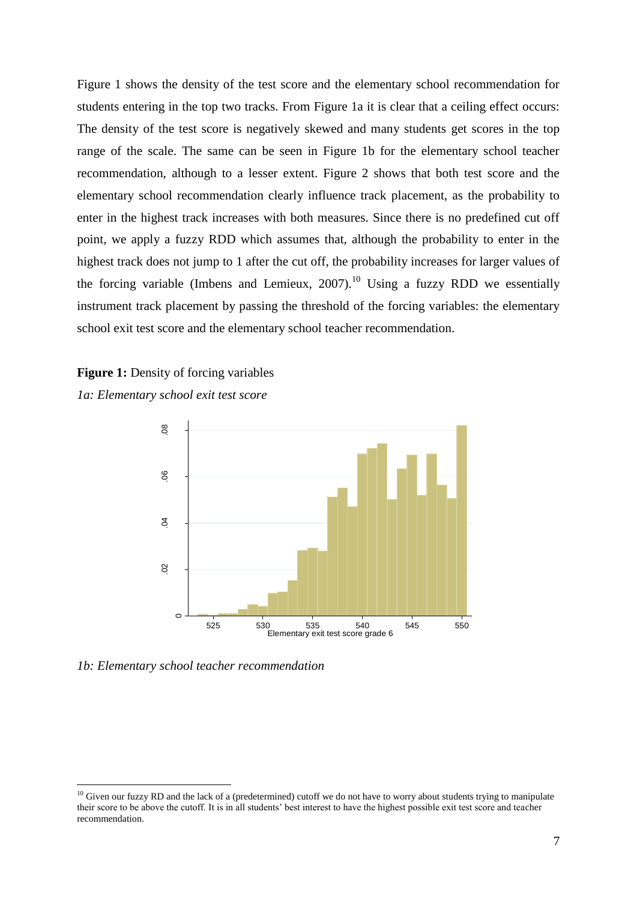Figure 1 shows the density of the test score and the elementary school recommendation for students entering in the top two tracks. From Figure 1a it is clear that a ceiling effect occurs: The density of the test score is negatively skewed and many students get scores in the top range of the scale. The same can be seen in Figure 1b for the elementary school teacher recommendation, although to a lesser extent. Figure 2 shows that both test score and the elementary school recommendation clearly influence track placement, as the probability to enter in the highest track increases with both measures. Since there is no predefined cut off point, we apply a fuzzy RDD which assumes that, although the probability to enter in the highest track does not jump to 1 after the cut off, the probability increases for larger values of the forcing variable (Imbens and Lemieux, 2007).[10] Using a fuzzy RDD we essentially instrument track placement by passing the threshold of the forcing variables: the elementary school exit test score and the elementary school teacher recommendation.

**Figure 1:** Density of forcing variables

*1a: Elementary school exit test score*

*1b: Elementary school teacher recommendation*

[10] Given our fuzzy RD and the lack of a (predetermined) cutoff we do not have to worry about students trying to manipulate their score to be above the cutoff. It is in all students' best interest to have the highest possible exit test score and teacher recommendation.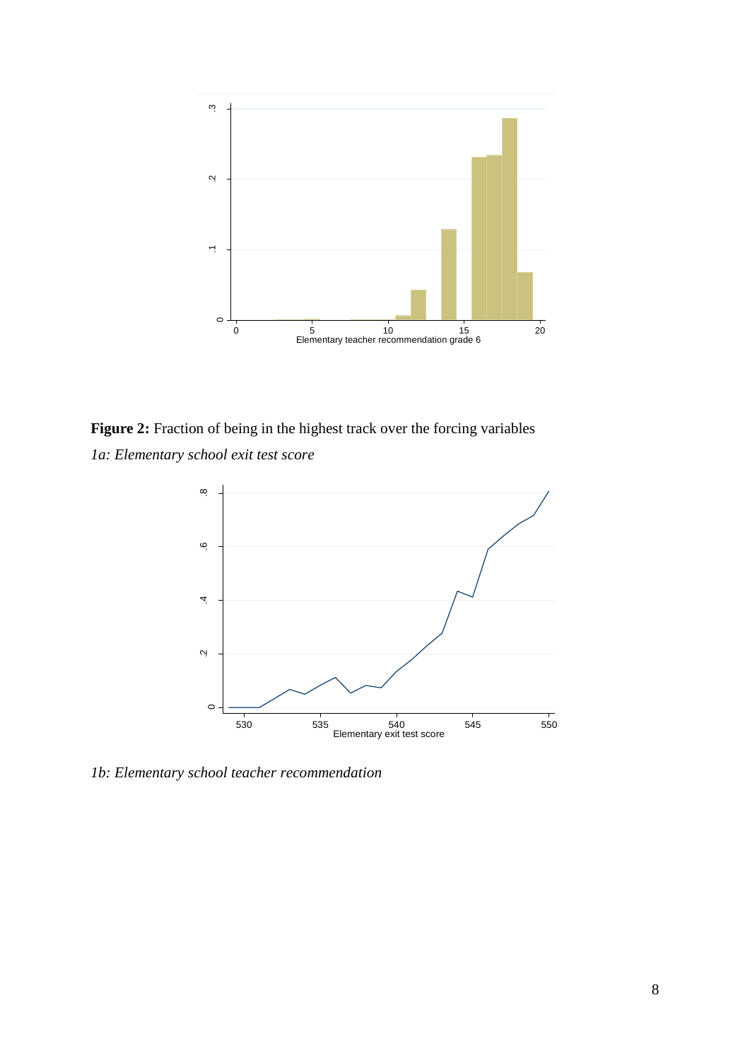**Figure 2:** Fraction of being in the highest track over the forcing variables

*1a: Elementary school exit test score*

*1b: Elementary school teacher recommendation*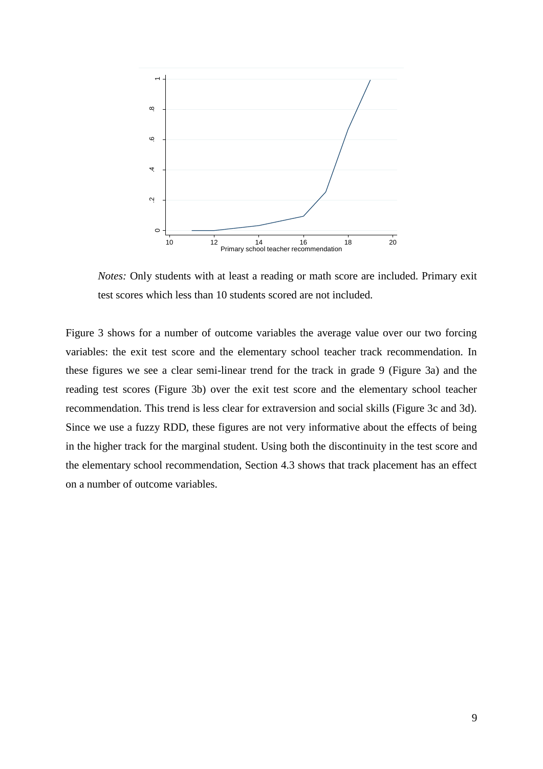*Notes:* Only students with at least a reading or math score are included. Primary exit test scores which less than 10 students scored are not included.

Figure 3 shows for a number of outcome variables the average value over our two forcing variables: the exit test score and the elementary school teacher track recommendation. In these figures we see a clear semi-linear trend for the track in grade 9 (Figure 3a) and the reading test scores (Figure 3b) over the exit test score and the elementary school teacher recommendation. This trend is less clear for extraversion and social skills (Figure 3c and 3d). Since we use a fuzzy RDD, these figures are not very informative about the effects of being in the higher track for the marginal student. Using both the discontinuity in the test score and the elementary school recommendation, Section 4.3 shows that track placement has an effect on a number of outcome variables.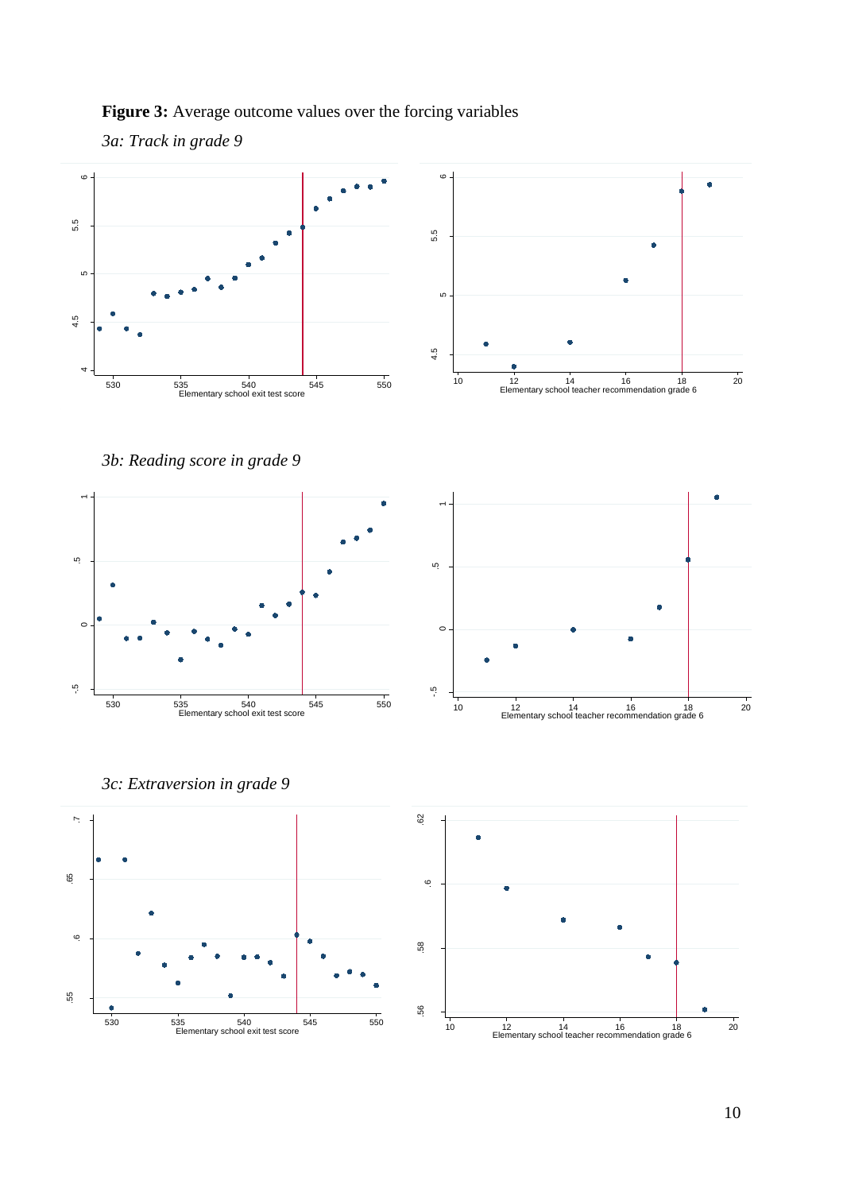**Figure 3:** Average outcome values over the forcing variables

*3a: Track in grade 9*

*3b: Reading score in grade 9*

*3c: Extraversion in grade 9*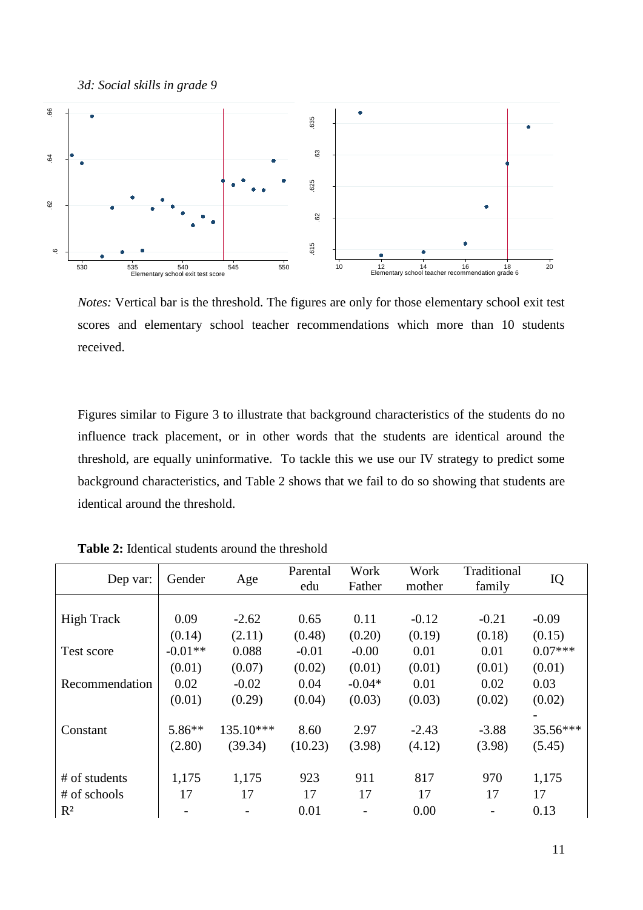*3d: Social skills in grade 9*

*Notes:* Vertical bar is the threshold. The figures are only for those elementary school exit test scores and elementary school teacher recommendations which more than 10 students received.

Figures similar to Figure 3 to illustrate that background characteristics of the students do no influence track placement, or in other words that the students are identical around the threshold, are equally uninformative. To tackle this we use our IV strategy to predict some background characteristics, and Table 2 shows that we fail to do so showing that students are identical around the threshold.

**Table 2:** Identical students around the threshold

| Dep var: | Gender | Age | Parental edu | Work Father | Work mother | Traditional family | IQ |
|---|---|---|---|---|---|---|---|
| High Track | 0.09 | -2.62 | 0.65 | 0.11 | -0.12 | -0.21 | -0.09 |
| | (0.14) | (2.11) | (0.48) | (0.20) | (0.19) | (0.18) | (0.15) |
| Test score | -0.01** | 0.088 | -0.01 | -0.00 | 0.01 | 0.01 | 0.07*** |
| | (0.01) | (0.07) | (0.02) | (0.01) | (0.01) | (0.01) | (0.01) |
| Recommendation | 0.02 | -0.02 | 0.04 | -0.04* | 0.01 | 0.02 | 0.03 |
| | (0.01) | (0.29) | (0.04) | (0.03) | (0.03) | (0.02) | (0.02) |
| Constant | 5.86** | 135.10*** | 8.60 | 2.97 | -2.43 | -3.88 | -35.56*** |
| | (2.80) | (39.34) | (10.23) | (3.98) | (4.12) | (3.98) | (5.45) |
| # of students | 1,175 | 1,175 | 923 | 911 | 817 | 970 | 1,175 |
| # of schools | 17 | 17 | 17 | 17 | 17 | 17 | 17 |
| $R^2$ | - | - | 0.01 | - | 0.00 | - | 0.13 |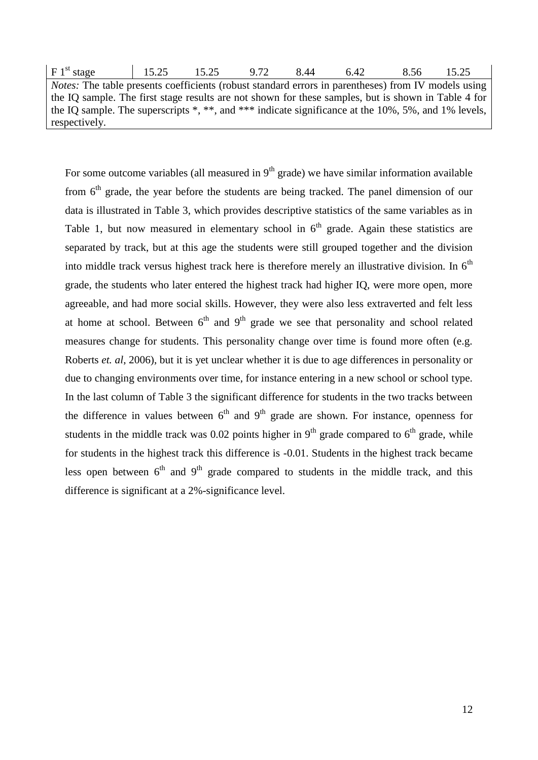| F 1st stage | 15.25 | 15.25 | 9.72 | 8.44 | 6.42 | 8.56 | 15.25 |
|---|---|---|---|---|---|---|---|

*Notes:* The table presents coefficients (robust standard errors in parentheses) from IV models using the IQ sample. The first stage results are not shown for these samples, but is shown in Table 4 for the IQ sample. The superscripts *, **, and *** indicate significance at the 10%, 5%, and 1% levels, respectively.

For some outcome variables (all measured in 9th grade) we have similar information available from 6th grade, the year before the students are being tracked. The panel dimension of our data is illustrated in Table 3, which provides descriptive statistics of the same variables as in Table 1, but now measured in elementary school in 6th grade. Again these statistics are separated by track, but at this age the students were still grouped together and the division into middle track versus highest track here is therefore merely an illustrative division. In 6th grade, the students who later entered the highest track had higher IQ, were more open, more agreeable, and had more social skills. However, they were also less extraverted and felt less at home at school. Between 6th and 9th grade we see that personality and school related measures change for students. This personality change over time is found more often (e.g. Roberts *et. al*, 2006), but it is yet unclear whether it is due to age differences in personality or due to changing environments over time, for instance entering in a new school or school type. In the last column of Table 3 the significant difference for students in the two tracks between the difference in values between 6th and 9th grade are shown. For instance, openness for students in the middle track was 0.02 points higher in 9th grade compared to 6th grade, while for students in the highest track this difference is -0.01. Students in the highest track became less open between 6th and 9th grade compared to students in the middle track, and this difference is significant at a 2%-significance level.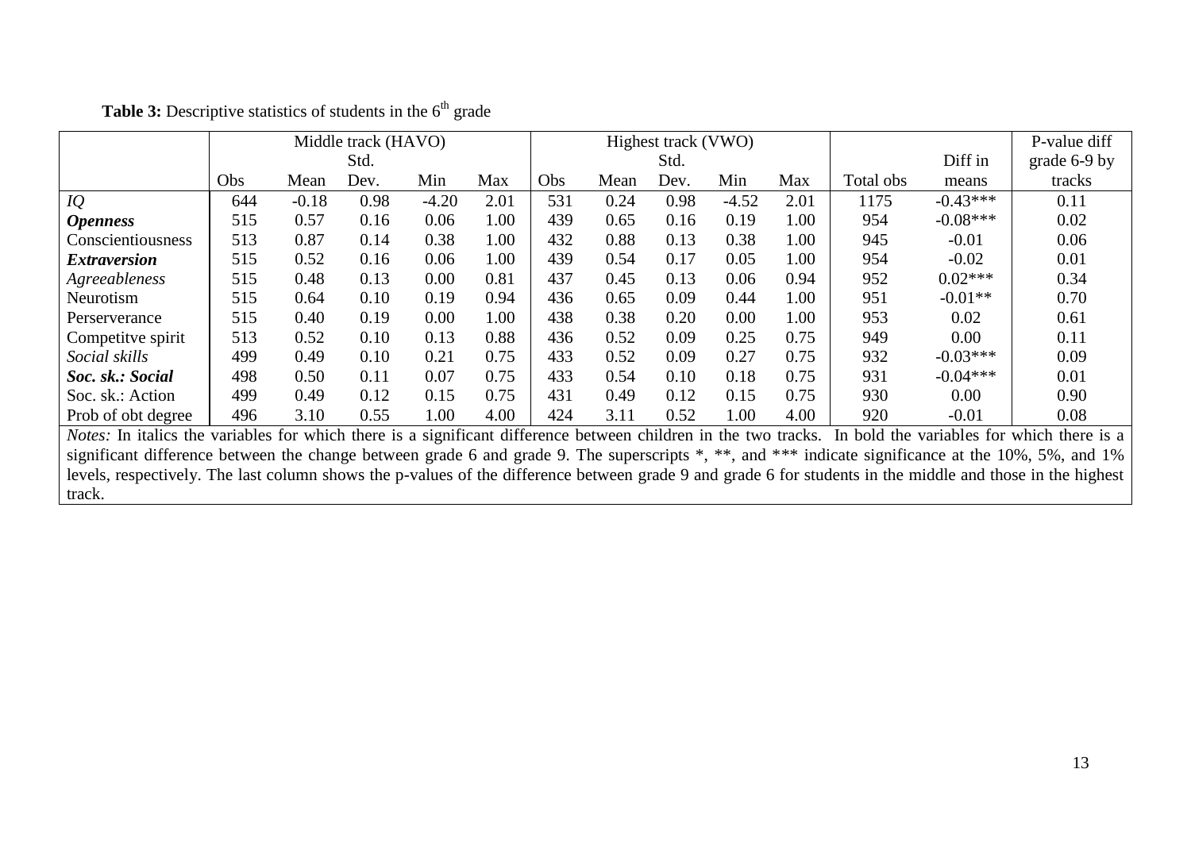**Table 3:** Descriptive statistics of students in the 6th grade

| | Middle track (HAVO) | | | | | Highest track (VWO) | | | | | | | P-value diff |
|---|---|---|---|---|---|---|---|---|---|---|---|---|---|
| | | | Std. | | | | | Std. | | | | Diff in | grade 6-9 by |
| | Obs | Mean | Dev. | Min | Max | Obs | Mean | Dev. | Min | Max | Total obs | means | tracks |
| *IQ* | 644 | -0.18 | 0.98 | -4.20 | 2.01 | 531 | 0.24 | 0.98 | -4.52 | 2.01 | 1175 | -0.43*** | 0.11 |
| ***Openness*** | 515 | 0.57 | 0.16 | 0.06 | 1.00 | 439 | 0.65 | 0.16 | 0.19 | 1.00 | 954 | -0.08*** | 0.02 |
| Conscientiousness | 513 | 0.87 | 0.14 | 0.38 | 1.00 | 432 | 0.88 | 0.13 | 0.38 | 1.00 | 945 | -0.01 | 0.06 |
| ***Extraversion*** | 515 | 0.52 | 0.16 | 0.06 | 1.00 | 439 | 0.54 | 0.17 | 0.05 | 1.00 | 954 | -0.02 | 0.01 |
| *Agreeableness* | 515 | 0.48 | 0.13 | 0.00 | 0.81 | 437 | 0.45 | 0.13 | 0.06 | 0.94 | 952 | 0.02*** | 0.34 |
| Neurotism | 515 | 0.64 | 0.10 | 0.19 | 0.94 | 436 | 0.65 | 0.09 | 0.44 | 1.00 | 951 | -0.01** | 0.70 |
| Perserverance | 515 | 0.40 | 0.19 | 0.00 | 1.00 | 438 | 0.38 | 0.20 | 0.00 | 1.00 | 953 | 0.02 | 0.61 |
| Competitve spirit | 513 | 0.52 | 0.10 | 0.13 | 0.88 | 436 | 0.52 | 0.09 | 0.25 | 0.75 | 949 | 0.00 | 0.11 |
| *Social skills* | 499 | 0.49 | 0.10 | 0.21 | 0.75 | 433 | 0.52 | 0.09 | 0.27 | 0.75 | 932 | -0.03*** | 0.09 |
| ***Soc. sk.: Social*** | 498 | 0.50 | 0.11 | 0.07 | 0.75 | 433 | 0.54 | 0.10 | 0.18 | 0.75 | 931 | -0.04*** | 0.01 |
| Soc. sk.: Action | 499 | 0.49 | 0.12 | 0.15 | 0.75 | 431 | 0.49 | 0.12 | 0.15 | 0.75 | 930 | 0.00 | 0.90 |
| Prob of obt degree | 496 | 3.10 | 0.55 | 1.00 | 4.00 | 424 | 3.11 | 0.52 | 1.00 | 4.00 | 920 | -0.01 | 0.08 |

*Notes:* In italics the variables for which there is a significant difference between children in the two tracks. In bold the variables for which there is a significant difference between the change between grade 6 and grade 9. The superscripts *, **, and *** indicate significance at the 10%, 5%, and 1% levels, respectively. The last column shows the p-values of the difference between grade 9 and grade 6 for students in the middle and those in the highest track.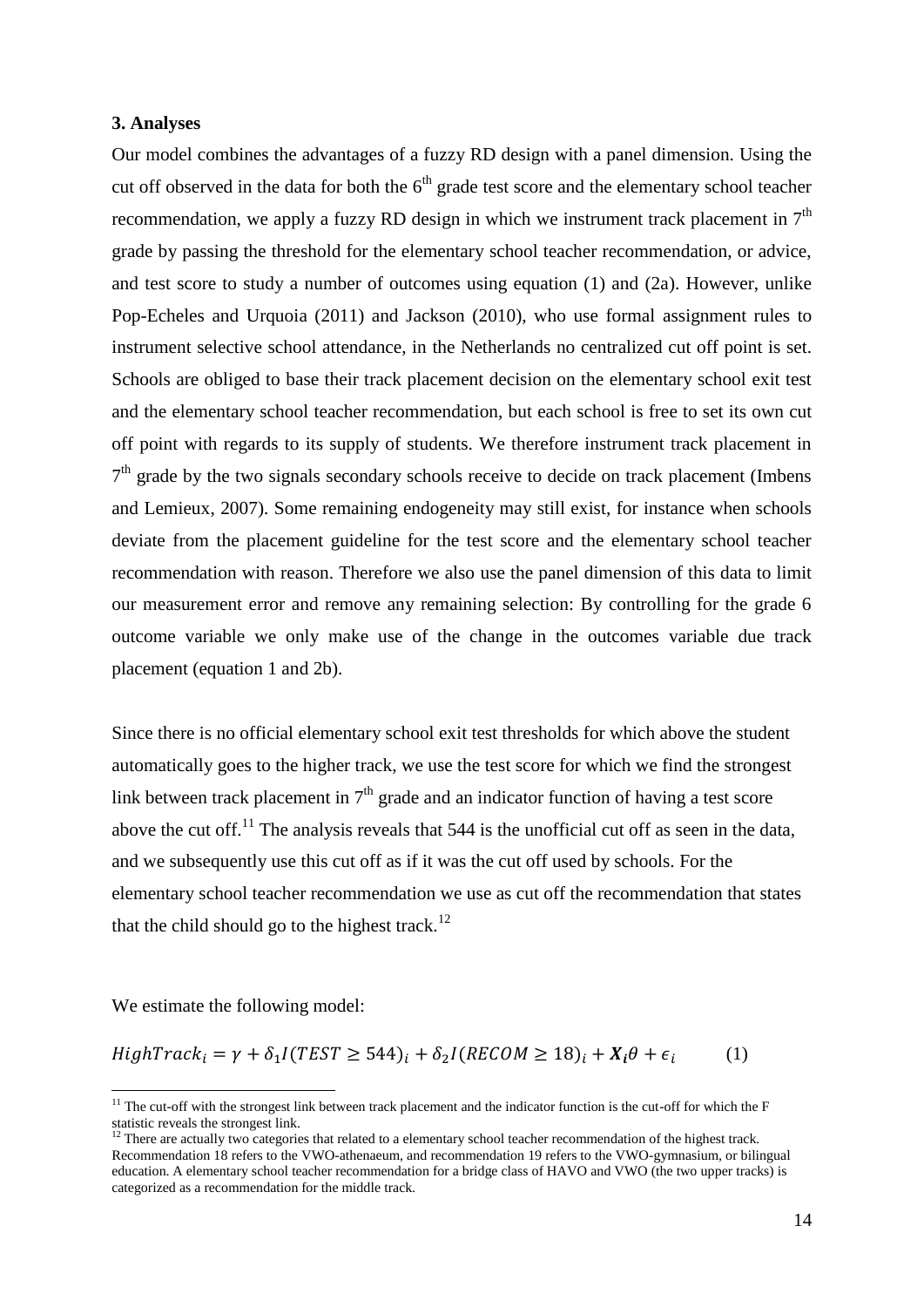### 3. Analyses

Our model combines the advantages of a fuzzy RD design with a panel dimension. Using the cut off observed in the data for both the 6th grade test score and the elementary school teacher recommendation, we apply a fuzzy RD design in which we instrument track placement in 7th grade by passing the threshold for the elementary school teacher recommendation, or advice, and test score to study a number of outcomes using equation (1) and (2a). However, unlike Pop-Echeles and Urquoia (2011) and Jackson (2010), who use formal assignment rules to instrument selective school attendance, in the Netherlands no centralized cut off point is set. Schools are obliged to base their track placement decision on the elementary school exit test and the elementary school teacher recommendation, but each school is free to set its own cut off point with regards to its supply of students. We therefore instrument track placement in 7th grade by the two signals secondary schools receive to decide on track placement (Imbens and Lemieux, 2007). Some remaining endogeneity may still exist, for instance when schools deviate from the placement guideline for the test score and the elementary school teacher recommendation with reason. Therefore we also use the panel dimension of this data to limit our measurement error and remove any remaining selection: By controlling for the grade 6 outcome variable we only make use of the change in the outcomes variable due track placement (equation 1 and 2b).

Since there is no official elementary school exit test thresholds for which above the student automatically goes to the higher track, we use the test score for which we find the strongest link between track placement in 7th grade and an indicator function of having a test score above the cut off.[11] The analysis reveals that 544 is the unofficial cut off as seen in the data, and we subsequently use this cut off as if it was the cut off used by schools. For the elementary school teacher recommendation we use as cut off the recommendation that states that the child should go to the highest track.[12]

We estimate the following model:

$$HighTrack_i = \gamma + \delta_1 I(TEST \geq 544)_i + \delta_2 I(RECOM \geq 18)_i + \boldsymbol{X_i}\theta + \epsilon_i \qquad (1)$$

[11] The cut-off with the strongest link between track placement and the indicator function is the cut-off for which the F statistic reveals the strongest link.

[12] There are actually two categories that related to a elementary school teacher recommendation of the highest track. Recommendation 18 refers to the VWO-athenaeum, and recommendation 19 refers to the VWO-gymnasium, or bilingual education. A elementary school teacher recommendation for a bridge class of HAVO and VWO (the two upper tracks) is categorized as a recommendation for the middle track.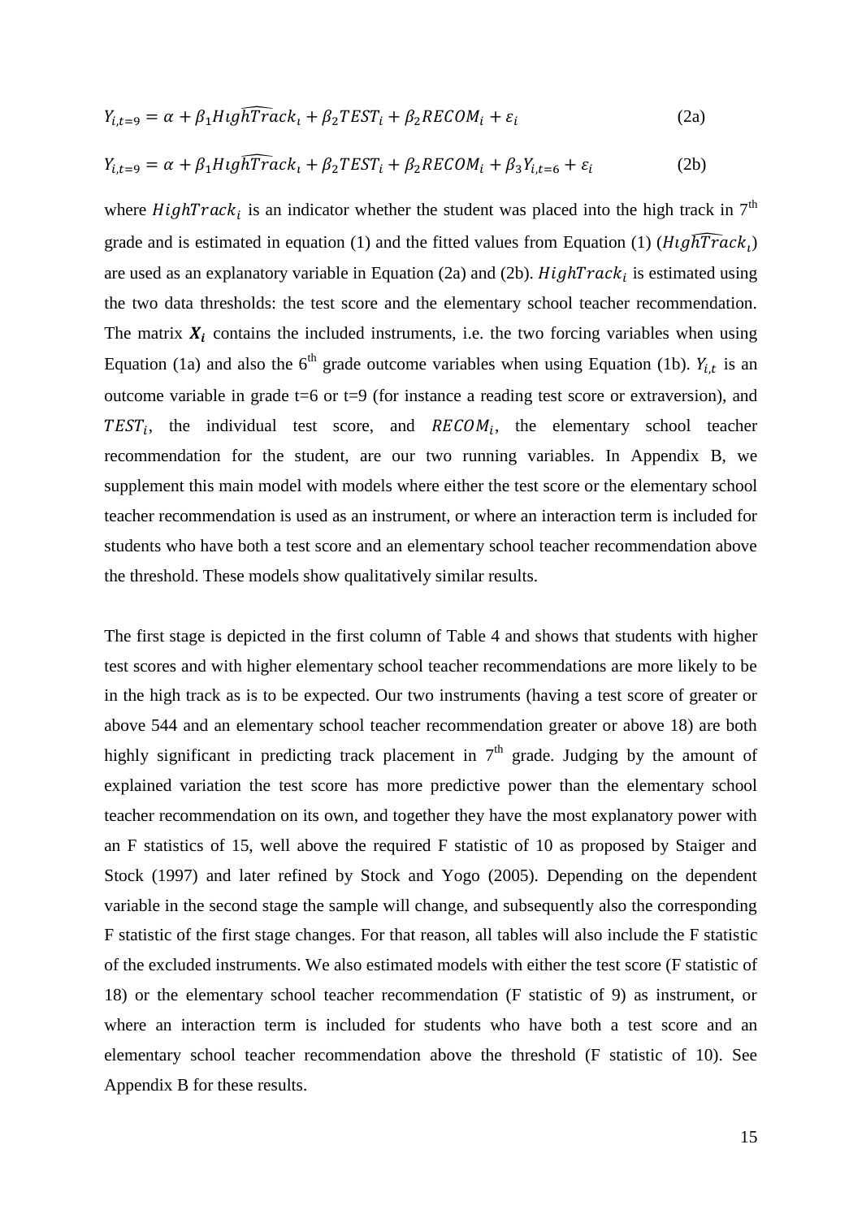$$Y_{i,t=9} = \alpha + \beta_1 \widehat{HighTrack_i} + \beta_2 TEST_i + \beta_2 RECOM_i + \varepsilon_i \quad (2a)$$

$$Y_{i,t=9} = \alpha + \beta_1 \widehat{HighTrack_i} + \beta_2 TEST_i + \beta_2 RECOM_i + \beta_3 Y_{i,t=6} + \varepsilon_i \quad (2b)$$

where $HighTrack_i$ is an indicator whether the student was placed into the high track in 7th grade and is estimated in equation (1) and the fitted values from Equation (1) ($\widehat{HighTrack_i}$) are used as an explanatory variable in Equation (2a) and (2b). $HighTrack_i$ is estimated using the two data thresholds: the test score and the elementary school teacher recommendation. The matrix $\boldsymbol{X_i}$ contains the included instruments, i.e. the two forcing variables when using Equation (1a) and also the 6th grade outcome variables when using Equation (1b). $Y_{i,t}$ is an outcome variable in grade t=6 or t=9 (for instance a reading test score or extraversion), and $TEST_i$, the individual test score, and $RECOM_i$, the elementary school teacher recommendation for the student, are our two running variables. In Appendix B, we supplement this main model with models where either the test score or the elementary school teacher recommendation is used as an instrument, or where an interaction term is included for students who have both a test score and an elementary school teacher recommendation above the threshold. These models show qualitatively similar results.

The first stage is depicted in the first column of Table 4 and shows that students with higher test scores and with higher elementary school teacher recommendations are more likely to be in the high track as is to be expected. Our two instruments (having a test score of greater or above 544 and an elementary school teacher recommendation greater or above 18) are both highly significant in predicting track placement in 7th grade. Judging by the amount of explained variation the test score has more predictive power than the elementary school teacher recommendation on its own, and together they have the most explanatory power with an F statistics of 15, well above the required F statistic of 10 as proposed by Staiger and Stock (1997) and later refined by Stock and Yogo (2005). Depending on the dependent variable in the second stage the sample will change, and subsequently also the corresponding F statistic of the first stage changes. For that reason, all tables will also include the F statistic of the excluded instruments. We also estimated models with either the test score (F statistic of 18) or the elementary school teacher recommendation (F statistic of 9) as instrument, or where an interaction term is included for students who have both a test score and an elementary school teacher recommendation above the threshold (F statistic of 10). See Appendix B for these results.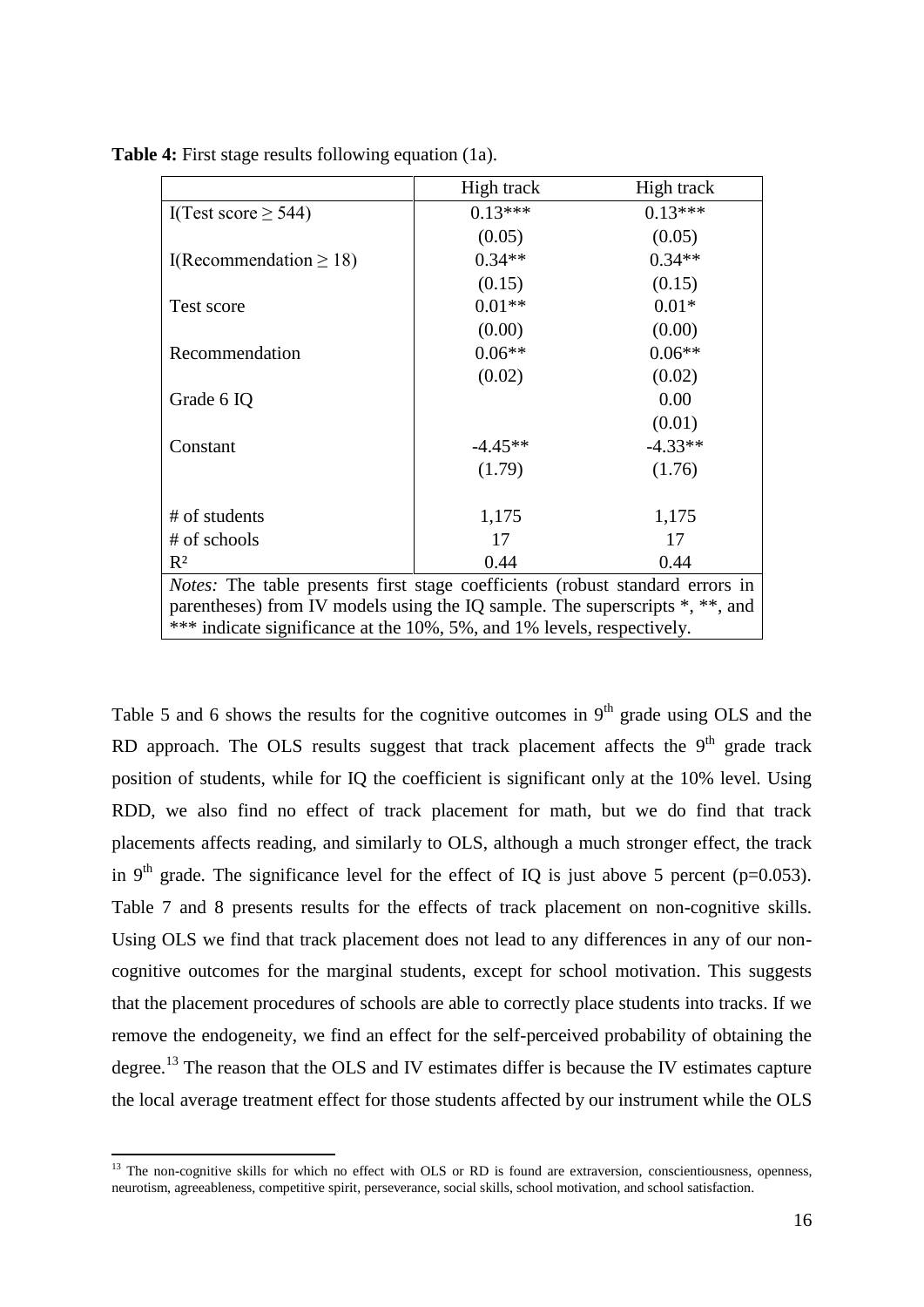**Table 4:** First stage results following equation (1a).

| | High track | High track |
|---|---|---|
| I(Test score ≥ 544) | 0.13*** | 0.13*** |
| | (0.05) | (0.05) |
| I(Recommendation ≥ 18) | 0.34** | 0.34** |
| | (0.15) | (0.15) |
| Test score | 0.01** | 0.01* |
| | (0.00) | (0.00) |
| Recommendation | 0.06** | 0.06** |
| | (0.02) | (0.02) |
| Grade 6 IQ | | 0.00 |
| | | (0.01) |
| Constant | -4.45** | -4.33** |
| | (1.79) | (1.76) |
| # of students | 1,175 | 1,175 |
| # of schools | 17 | 17 |
| $R^2$ | 0.44 | 0.44 |

*Notes:* The table presents first stage coefficients (robust standard errors in parentheses) from IV models using the IQ sample. The superscripts *, **, and *** indicate significance at the 10%, 5%, and 1% levels, respectively.

Table 5 and 6 shows the results for the cognitive outcomes in 9th grade using OLS and the RD approach. The OLS results suggest that track placement affects the 9th grade track position of students, while for IQ the coefficient is significant only at the 10% level. Using RDD, we also find no effect of track placement for math, but we do find that track placements affects reading, and similarly to OLS, although a much stronger effect, the track in 9th grade. The significance level for the effect of IQ is just above 5 percent (p=0.053). Table 7 and 8 presents results for the effects of track placement on non-cognitive skills. Using OLS we find that track placement does not lead to any differences in any of our non-cognitive outcomes for the marginal students, except for school motivation. This suggests that the placement procedures of schools are able to correctly place students into tracks. If we remove the endogeneity, we find an effect for the self-perceived probability of obtaining the degree.[13] The reason that the OLS and IV estimates differ is because the IV estimates capture the local average treatment effect for those students affected by our instrument while the OLS

[13] The non-cognitive skills for which no effect with OLS or RD is found are extraversion, conscientiousness, openness, neurotism, agreeableness, competitive spirit, perseverance, social skills, school motivation, and school satisfaction.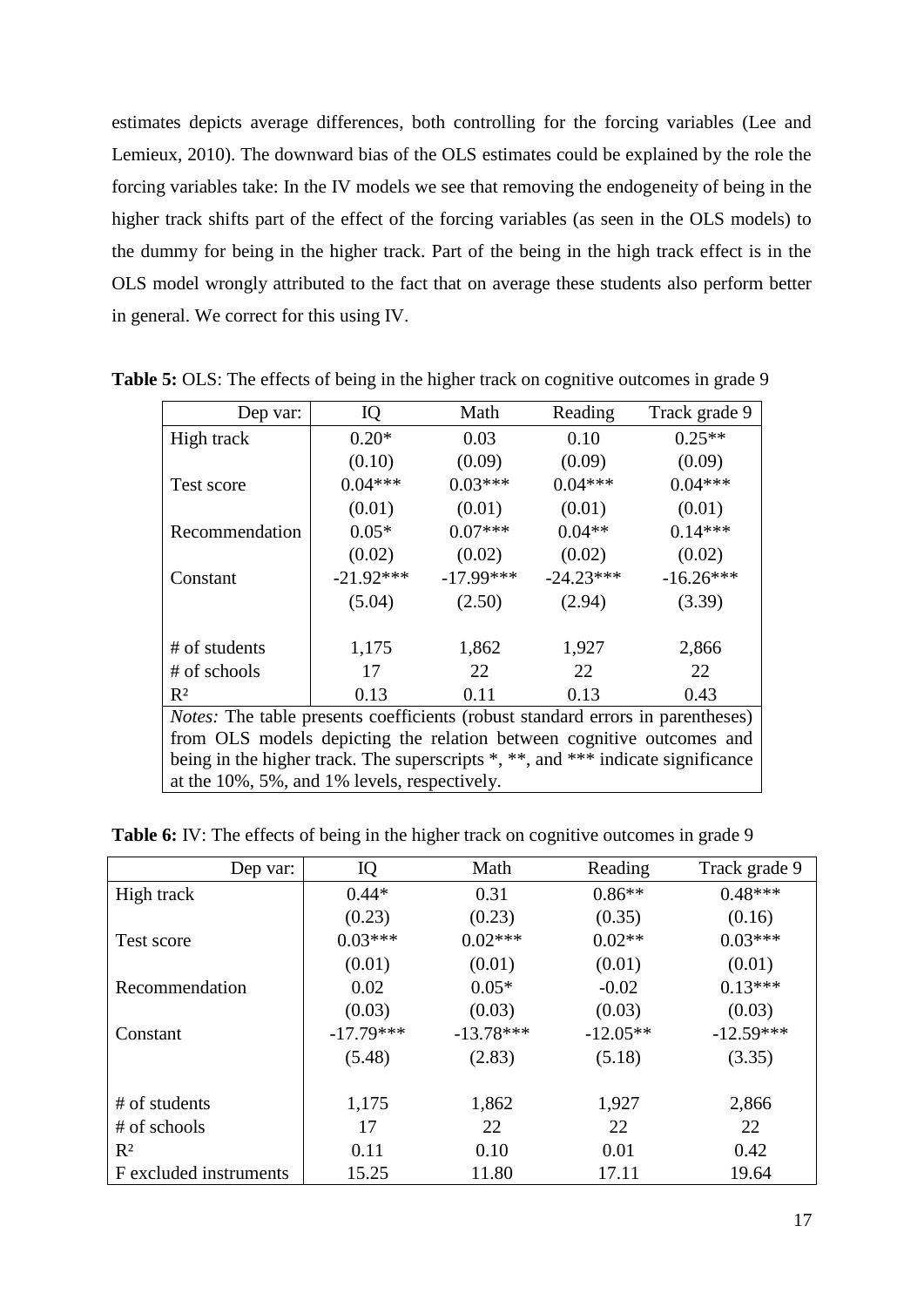estimates depicts average differences, both controlling for the forcing variables (Lee and Lemieux, 2010). The downward bias of the OLS estimates could be explained by the role the forcing variables take: In the IV models we see that removing the endogeneity of being in the higher track shifts part of the effect of the forcing variables (as seen in the OLS models) to the dummy for being in the higher track. Part of the being in the high track effect is in the OLS model wrongly attributed to the fact that on average these students also perform better in general. We correct for this using IV.

**Table 5:** OLS: The effects of being in the higher track on cognitive outcomes in grade 9

| Dep var: | IQ | Math | Reading | Track grade 9 |
|---|---|---|---|---|
| High track | 0.20* | 0.03 | 0.10 | 0.25** |
| | (0.10) | (0.09) | (0.09) | (0.09) |
| Test score | 0.04*** | 0.03*** | 0.04*** | 0.04*** |
| | (0.01) | (0.01) | (0.01) | (0.01) |
| Recommendation | 0.05* | 0.07*** | 0.04** | 0.14*** |
| | (0.02) | (0.02) | (0.02) | (0.02) |
| Constant | -21.92*** | -17.99*** | -24.23*** | -16.26*** |
| | (5.04) | (2.50) | (2.94) | (3.39) |
| # of students | 1,175 | 1,862 | 1,927 | 2,866 |
| # of schools | 17 | 22 | 22 | 22 |
| $R^2$ | 0.13 | 0.11 | 0.13 | 0.43 |

*Notes:* The table presents coefficients (robust standard errors in parentheses) from OLS models depicting the relation between cognitive outcomes and being in the higher track. The superscripts *, **, and *** indicate significance at the 10%, 5%, and 1% levels, respectively.

**Table 6:** IV: The effects of being in the higher track on cognitive outcomes in grade 9

| Dep var: | IQ | Math | Reading | Track grade 9 |
|---|---|---|---|---|
| High track | 0.44* | 0.31 | 0.86** | 0.48*** |
| | (0.23) | (0.23) | (0.35) | (0.16) |
| Test score | 0.03*** | 0.02*** | 0.02** | 0.03*** |
| | (0.01) | (0.01) | (0.01) | (0.01) |
| Recommendation | 0.02 | 0.05* | -0.02 | 0.13*** |
| | (0.03) | (0.03) | (0.03) | (0.03) |
| Constant | -17.79*** | -13.78*** | -12.05** | -12.59*** |
| | (5.48) | (2.83) | (5.18) | (3.35) |
| # of students | 1,175 | 1,862 | 1,927 | 2,866 |
| # of schools | 17 | 22 | 22 | 22 |
| $R^2$ | 0.11 | 0.10 | 0.01 | 0.42 |
| F excluded instruments | 15.25 | 11.80 | 17.11 | 19.64 |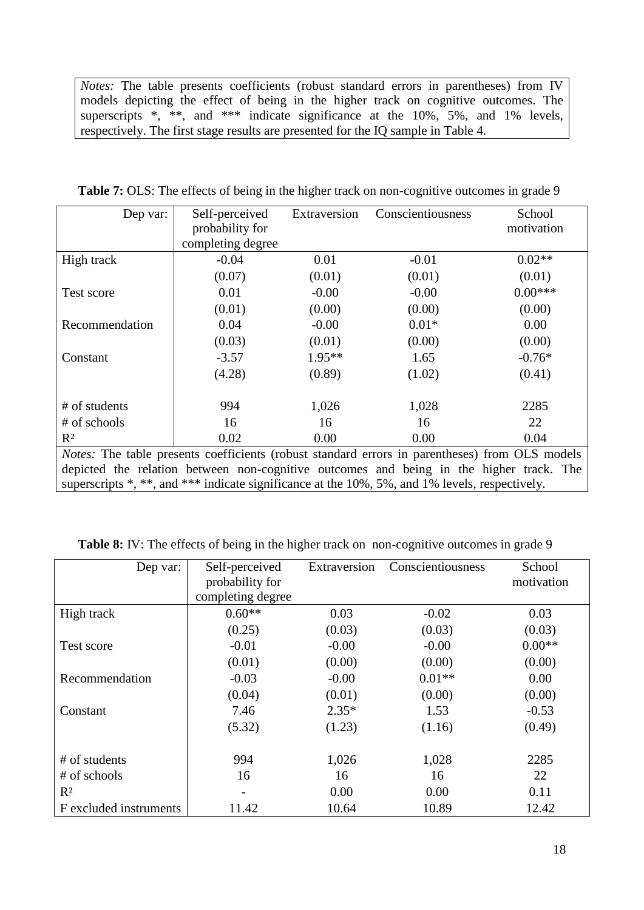*Notes:* The table presents coefficients (robust standard errors in parentheses) from IV models depicting the effect of being in the higher track on cognitive outcomes. The superscripts *, **, and *** indicate significance at the 10%, 5%, and 1% levels, respectively. The first stage results are presented for the IQ sample in Table 4.

**Table 7:** OLS: The effects of being in the higher track on non-cognitive outcomes in grade 9

| Dep var: | Self-perceived probability for completing degree | Extraversion | Conscientiousness | School motivation |
|---|---|---|---|---|
| High track | -0.04 | 0.01 | -0.01 | 0.02** |
| | (0.07) | (0.01) | (0.01) | (0.01) |
| Test score | 0.01 | -0.00 | -0.00 | 0.00*** |
| | (0.01) | (0.00) | (0.00) | (0.00) |
| Recommendation | 0.04 | -0.00 | 0.01* | 0.00 |
| | (0.03) | (0.01) | (0.00) | (0.00) |
| Constant | -3.57 | 1.95** | 1.65 | -0.76* |
| | (4.28) | (0.89) | (1.02) | (0.41) |
| # of students | 994 | 1,026 | 1,028 | 2285 |
| # of schools | 16 | 16 | 16 | 22 |
| $R^2$ | 0.02 | 0.00 | 0.00 | 0.04 |

*Notes:* The table presents coefficients (robust standard errors in parentheses) from OLS models depicted the relation between non-cognitive outcomes and being in the higher track. The superscripts *, **, and *** indicate significance at the 10%, 5%, and 1% levels, respectively.

**Table 8:** IV: The effects of being in the higher track on non-cognitive outcomes in grade 9

| Dep var: | Self-perceived probability for completing degree | Extraversion | Conscientiousness | School motivation |
|---|---|---|---|---|
| High track | 0.60** | 0.03 | -0.02 | 0.03 |
| | (0.25) | (0.03) | (0.03) | (0.03) |
| Test score | -0.01 | -0.00 | -0.00 | 0.00** |
| | (0.01) | (0.00) | (0.00) | (0.00) |
| Recommendation | -0.03 | -0.00 | 0.01** | 0.00 |
| | (0.04) | (0.01) | (0.00) | (0.00) |
| Constant | 7.46 | 2.35* | 1.53 | -0.53 |
| | (5.32) | (1.23) | (1.16) | (0.49) |
| # of students | 994 | 1,026 | 1,028 | 2285 |
| # of schools | 16 | 16 | 16 | 22 |
| $R^2$ | - | 0.00 | 0.00 | 0.11 |
| F excluded instruments | 11.42 | 10.64 | 10.89 | 12.42 |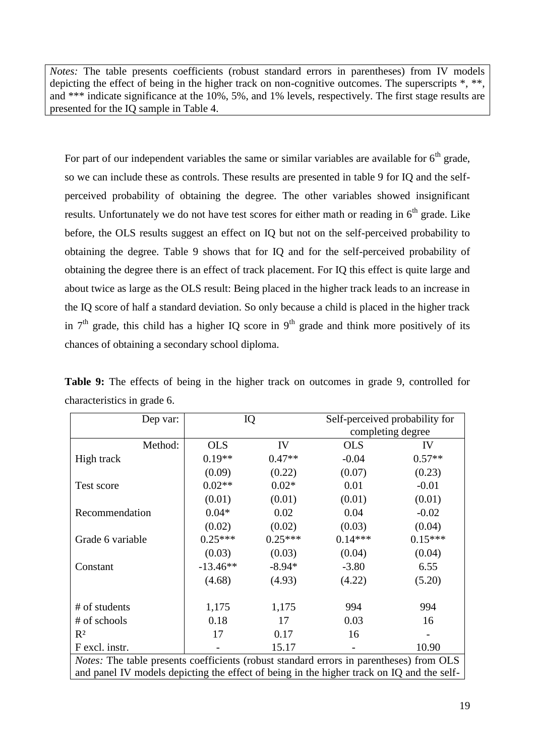*Notes:* The table presents coefficients (robust standard errors in parentheses) from IV models depicting the effect of being in the higher track on non-cognitive outcomes. The superscripts *, **, and *** indicate significance at the 10%, 5%, and 1% levels, respectively. The first stage results are presented for the IQ sample in Table 4.

For part of our independent variables the same or similar variables are available for 6th grade, so we can include these as controls. These results are presented in table 9 for IQ and the self-perceived probability of obtaining the degree. The other variables showed insignificant results. Unfortunately we do not have test scores for either math or reading in 6th grade. Like before, the OLS results suggest an effect on IQ but not on the self-perceived probability to obtaining the degree. Table 9 shows that for IQ and for the self-perceived probability of obtaining the degree there is an effect of track placement. For IQ this effect is quite large and about twice as large as the OLS result: Being placed in the higher track leads to an increase in the IQ score of half a standard deviation. So only because a child is placed in the higher track in 7th grade, this child has a higher IQ score in 9th grade and think more positively of its chances of obtaining a secondary school diploma.

**Table 9:** The effects of being in the higher track on outcomes in grade 9, controlled for characteristics in grade 6.

| Dep var: | IQ | | Self-perceived probability for completing degree | |
|---|---|---|---|---|
| Method: | OLS | IV | OLS | IV |
| High track | 0.19** | 0.47** | -0.04 | 0.57** |
| | (0.09) | (0.22) | (0.07) | (0.23) |
| Test score | 0.02** | 0.02* | 0.01 | -0.01 |
| | (0.01) | (0.01) | (0.01) | (0.01) |
| Recommendation | 0.04* | 0.02 | 0.04 | -0.02 |
| | (0.02) | (0.02) | (0.03) | (0.04) |
| Grade 6 variable | 0.25*** | 0.25*** | 0.14*** | 0.15*** |
| | (0.03) | (0.03) | (0.04) | (0.04) |
| Constant | -13.46** | -8.94* | -3.80 | 6.55 |
| | (4.68) | (4.93) | (4.22) | (5.20) |
| # of students | 1,175 | 1,175 | 994 | 994 |
| # of schools | 0.18 | 17 | 0.03 | 16 |
| $R^2$ | 17 | 0.17 | 16 | - |
| F excl. instr. | - | 15.17 | - | 10.90 |

*Notes:* The table presents coefficients (robust standard errors in parentheses) from OLS and panel IV models depicting the effect of being in the higher track on IQ and the self-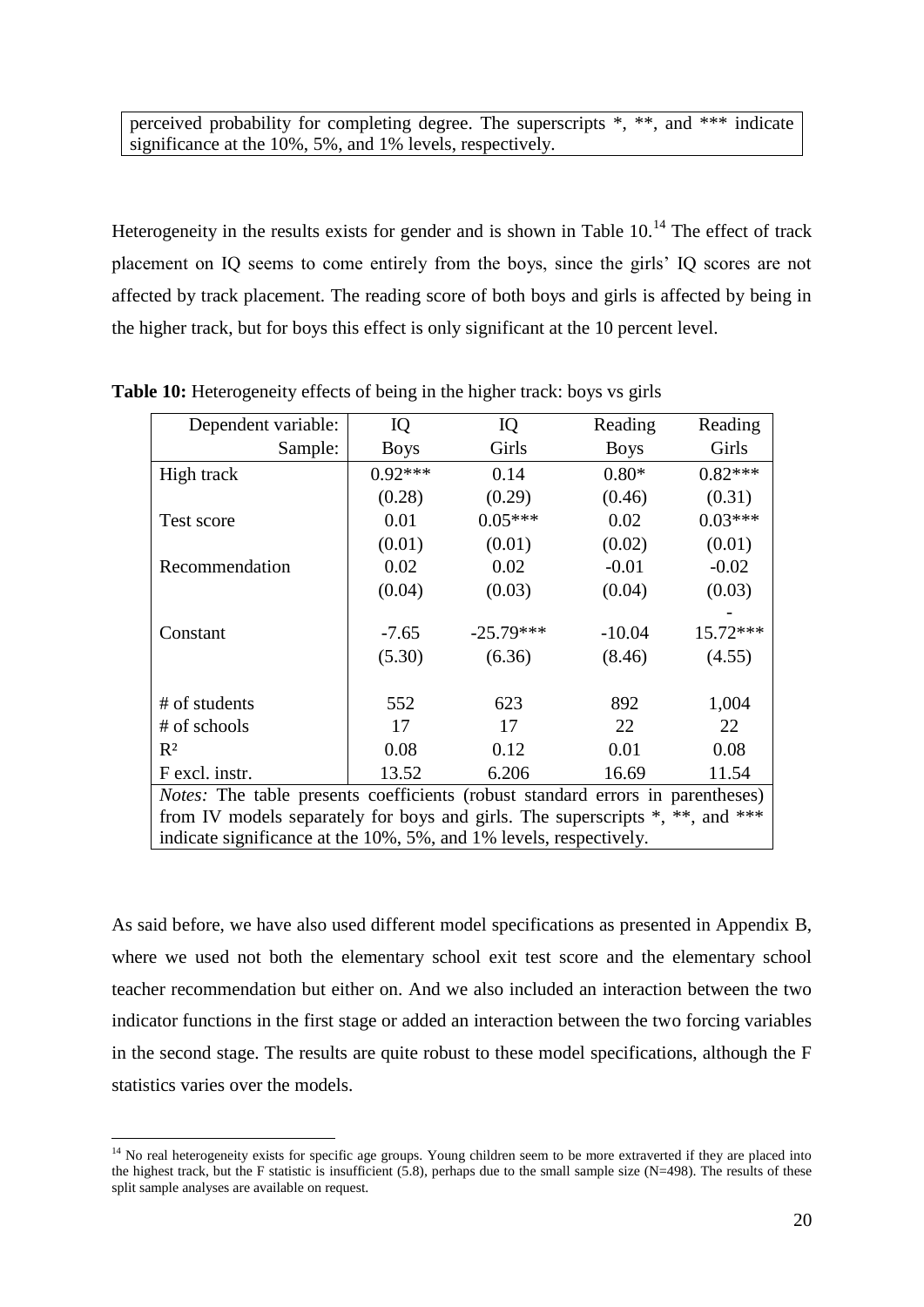perceived probability for completing degree. The superscripts *, **, and *** indicate significance at the 10%, 5%, and 1% levels, respectively.

Heterogeneity in the results exists for gender and is shown in Table 10.[14] The effect of track placement on IQ seems to come entirely from the boys, since the girls' IQ scores are not affected by track placement. The reading score of both boys and girls is affected by being in the higher track, but for boys this effect is only significant at the 10 percent level.

**Table 10:** Heterogeneity effects of being in the higher track: boys vs girls

| Dependent variable: | IQ | IQ | Reading | Reading |
|---|---|---|---|---|
| Sample: | Boys | Girls | Boys | Girls |
| High track | 0.92*** | 0.14 | 0.80* | 0.82*** |
| | (0.28) | (0.29) | (0.46) | (0.31) |
| Test score | 0.01 | 0.05*** | 0.02 | 0.03*** |
| | (0.01) | (0.01) | (0.02) | (0.01) |
| Recommendation | 0.02 | 0.02 | -0.01 | -0.02 |
| | (0.04) | (0.03) | (0.04) | (0.03) |
| Constant | -7.65 | -25.79*** | -10.04 | -15.72*** |
| | (5.30) | (6.36) | (8.46) | (4.55) |
| # of students | 552 | 623 | 892 | 1,004 |
| # of schools | 17 | 17 | 22 | 22 |
| $R^2$ | 0.08 | 0.12 | 0.01 | 0.08 |
| F excl. instr. | 13.52 | 6.206 | 16.69 | 11.54 |

*Notes:* The table presents coefficients (robust standard errors in parentheses) from IV models separately for boys and girls. The superscripts *, **, and *** indicate significance at the 10%, 5%, and 1% levels, respectively.

As said before, we have also used different model specifications as presented in Appendix B, where we used not both the elementary school exit test score and the elementary school teacher recommendation but either on. And we also included an interaction between the two indicator functions in the first stage or added an interaction between the two forcing variables in the second stage. The results are quite robust to these model specifications, although the F statistics varies over the models.

[14] No real heterogeneity exists for specific age groups. Young children seem to be more extraverted if they are placed into the highest track, but the F statistic is insufficient (5.8), perhaps due to the small sample size (N=498). The results of these split sample analyses are available on request.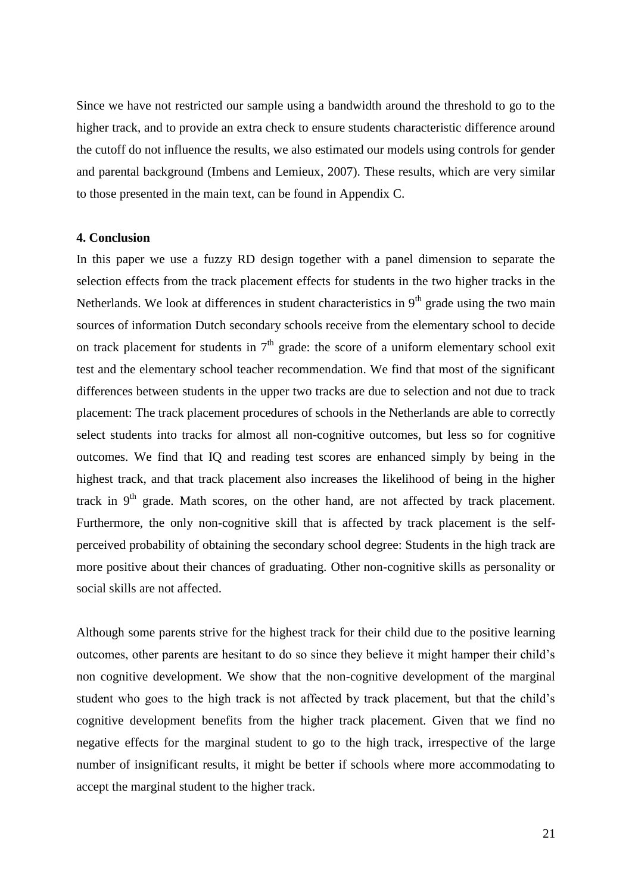Since we have not restricted our sample using a bandwidth around the threshold to go to the higher track, and to provide an extra check to ensure students characteristic difference around the cutoff do not influence the results, we also estimated our models using controls for gender and parental background (Imbens and Lemieux, 2007). These results, which are very similar to those presented in the main text, can be found in Appendix C.

## 4. Conclusion

In this paper we use a fuzzy RD design together with a panel dimension to separate the selection effects from the track placement effects for students in the two higher tracks in the Netherlands. We look at differences in student characteristics in 9th grade using the two main sources of information Dutch secondary schools receive from the elementary school to decide on track placement for students in 7th grade: the score of a uniform elementary school exit test and the elementary school teacher recommendation. We find that most of the significant differences between students in the upper two tracks are due to selection and not due to track placement: The track placement procedures of schools in the Netherlands are able to correctly select students into tracks for almost all non-cognitive outcomes, but less so for cognitive outcomes. We find that IQ and reading test scores are enhanced simply by being in the highest track, and that track placement also increases the likelihood of being in the higher track in 9th grade. Math scores, on the other hand, are not affected by track placement. Furthermore, the only non-cognitive skill that is affected by track placement is the self-perceived probability of obtaining the secondary school degree: Students in the high track are more positive about their chances of graduating. Other non-cognitive skills as personality or social skills are not affected.

Although some parents strive for the highest track for their child due to the positive learning outcomes, other parents are hesitant to do so since they believe it might hamper their child's non cognitive development. We show that the non-cognitive development of the marginal student who goes to the high track is not affected by track placement, but that the child's cognitive development benefits from the higher track placement. Given that we find no negative effects for the marginal student to go to the high track, irrespective of the large number of insignificant results, it might be better if schools where more accommodating to accept the marginal student to the higher track.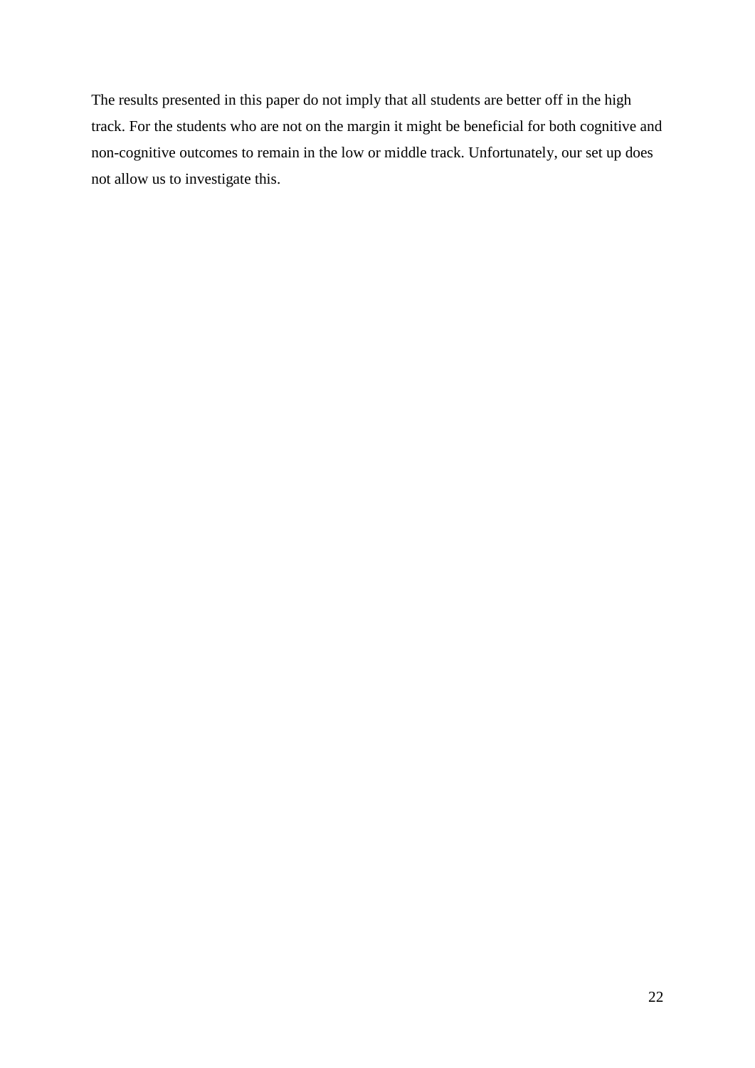The results presented in this paper do not imply that all students are better off in the high track. For the students who are not on the margin it might be beneficial for both cognitive and non-cognitive outcomes to remain in the low or middle track. Unfortunately, our set up does not allow us to investigate this.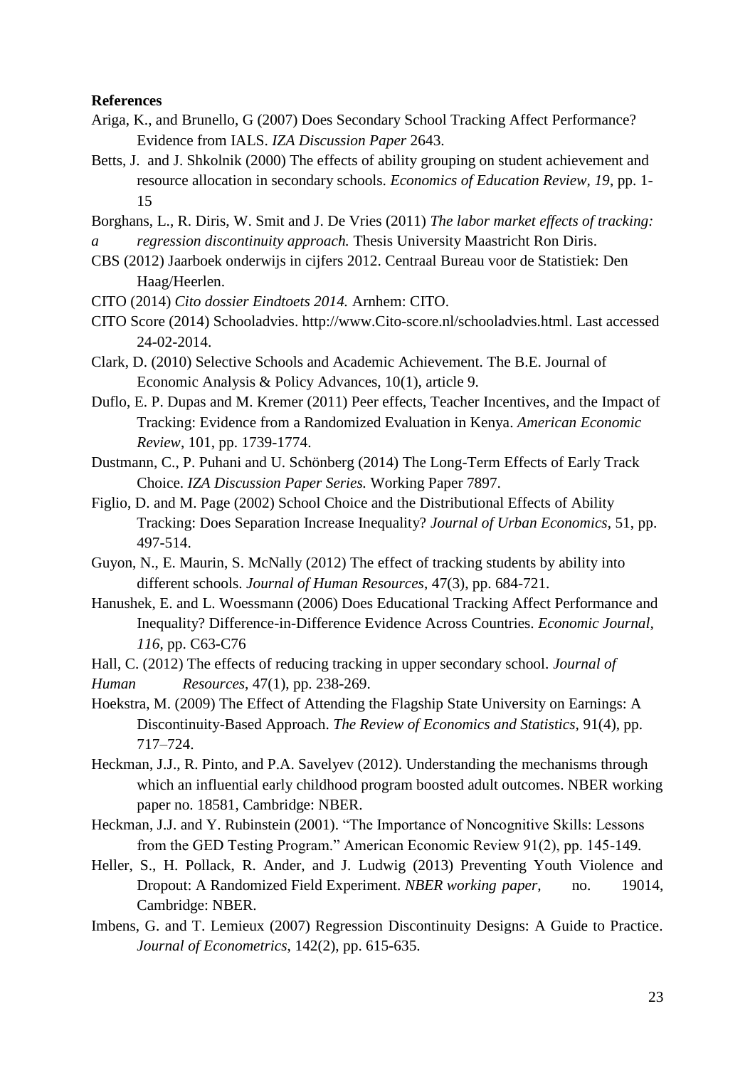**References**

Ariga, K., and Brunello, G (2007) Does Secondary School Tracking Affect Performance? Evidence from IALS. *IZA Discussion Paper* 2643.

Betts, J. and J. Shkolnik (2000) The effects of ability grouping on student achievement and resource allocation in secondary schools. *Economics of Education Review, 19*, pp. 1-15

Borghans, L., R. Diris, W. Smit and J. De Vries (2011) *The labor market effects of tracking: a regression discontinuity approach.* Thesis University Maastricht Ron Diris.

CBS (2012) Jaarboek onderwijs in cijfers 2012. Centraal Bureau voor de Statistiek: Den Haag/Heerlen.

CITO (2014) *Cito dossier Eindtoets 2014.* Arnhem: CITO.

CITO Score (2014) Schooladvies. http://www.Cito-score.nl/schooladvies.html. Last accessed 24-02-2014.

Clark, D. (2010) Selective Schools and Academic Achievement. The B.E. Journal of Economic Analysis & Policy Advances, 10(1), article 9.

Duflo, E. P. Dupas and M. Kremer (2011) Peer effects, Teacher Incentives, and the Impact of Tracking: Evidence from a Randomized Evaluation in Kenya. *American Economic Review*, 101, pp. 1739-1774.

Dustmann, C., P. Puhani and U. Schönberg (2014) The Long-Term Effects of Early Track Choice. *IZA Discussion Paper Series.* Working Paper 7897.

Figlio, D. and M. Page (2002) School Choice and the Distributional Effects of Ability Tracking: Does Separation Increase Inequality? *Journal of Urban Economics*, 51, pp. 497-514.

Guyon, N., E. Maurin, S. McNally (2012) The effect of tracking students by ability into different schools. *Journal of Human Resources*, 47(3), pp. 684-721.

Hanushek, E. and L. Woessmann (2006) Does Educational Tracking Affect Performance and Inequality? Difference-in-Difference Evidence Across Countries. *Economic Journal, 116*, pp. C63-C76

Hall, C. (2012) The effects of reducing tracking in upper secondary school. *Journal of Human Resources*, 47(1), pp. 238-269.

Hoekstra, M. (2009) The Effect of Attending the Flagship State University on Earnings: A Discontinuity-Based Approach. *The Review of Economics and Statistics*, 91(4), pp. 717–724.

Heckman, J.J., R. Pinto, and P.A. Savelyev (2012). Understanding the mechanisms through which an influential early childhood program boosted adult outcomes. NBER working paper no. 18581, Cambridge: NBER.

Heckman, J.J. and Y. Rubinstein (2001). "The Importance of Noncognitive Skills: Lessons from the GED Testing Program." American Economic Review 91(2), pp. 145-149.

Heller, S., H. Pollack, R. Ander, and J. Ludwig (2013) Preventing Youth Violence and Dropout: A Randomized Field Experiment. *NBER working paper,* no. 19014, Cambridge: NBER.

Imbens, G. and T. Lemieux (2007) Regression Discontinuity Designs: A Guide to Practice. *Journal of Econometrics*, 142(2), pp. 615-635.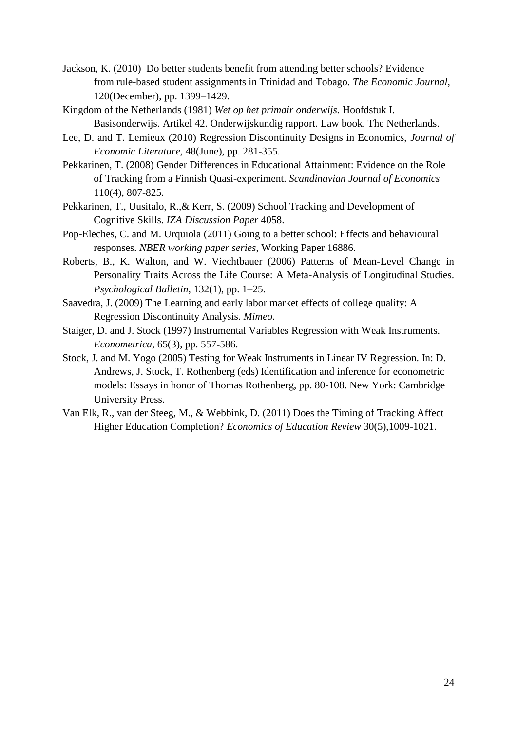Jackson, K. (2010) Do better students benefit from attending better schools? Evidence from rule-based student assignments in Trinidad and Tobago. *The Economic Journal*, 120(December), pp. 1399–1429.

Kingdom of the Netherlands (1981) *Wet op het primair onderwijs.* Hoofdstuk I. Basisonderwijs. Artikel 42. Onderwijskundig rapport. Law book. The Netherlands.

Lee, D. and T. Lemieux (2010) Regression Discontinuity Designs in Economics, *Journal of Economic Literature*, 48(June), pp. 281-355.

Pekkarinen, T. (2008) Gender Differences in Educational Attainment: Evidence on the Role of Tracking from a Finnish Quasi-experiment. *Scandinavian Journal of Economics* 110(4), 807-825.

Pekkarinen, T., Uusitalo, R.,& Kerr, S. (2009) School Tracking and Development of Cognitive Skills. *IZA Discussion Paper* 4058.

Pop-Eleches, C. and M. Urquiola (2011) Going to a better school: Effects and behavioural responses. *NBER working paper series*, Working Paper 16886.

Roberts, B., K. Walton, and W. Viechtbauer (2006) Patterns of Mean-Level Change in Personality Traits Across the Life Course: A Meta-Analysis of Longitudinal Studies. *Psychological Bulletin*, 132(1), pp. 1–25.

Saavedra, J. (2009) The Learning and early labor market effects of college quality: A Regression Discontinuity Analysis. *Mimeo.*

Staiger, D. and J. Stock (1997) Instrumental Variables Regression with Weak Instruments. *Econometrica*, 65(3), pp. 557-586.

Stock, J. and M. Yogo (2005) Testing for Weak Instruments in Linear IV Regression. In: D. Andrews, J. Stock, T. Rothenberg (eds) Identification and inference for econometric models: Essays in honor of Thomas Rothenberg, pp. 80-108. New York: Cambridge University Press.

Van Elk, R., van der Steeg, M., & Webbink, D. (2011) Does the Timing of Tracking Affect Higher Education Completion? *Economics of Education Review* 30(5),1009-1021.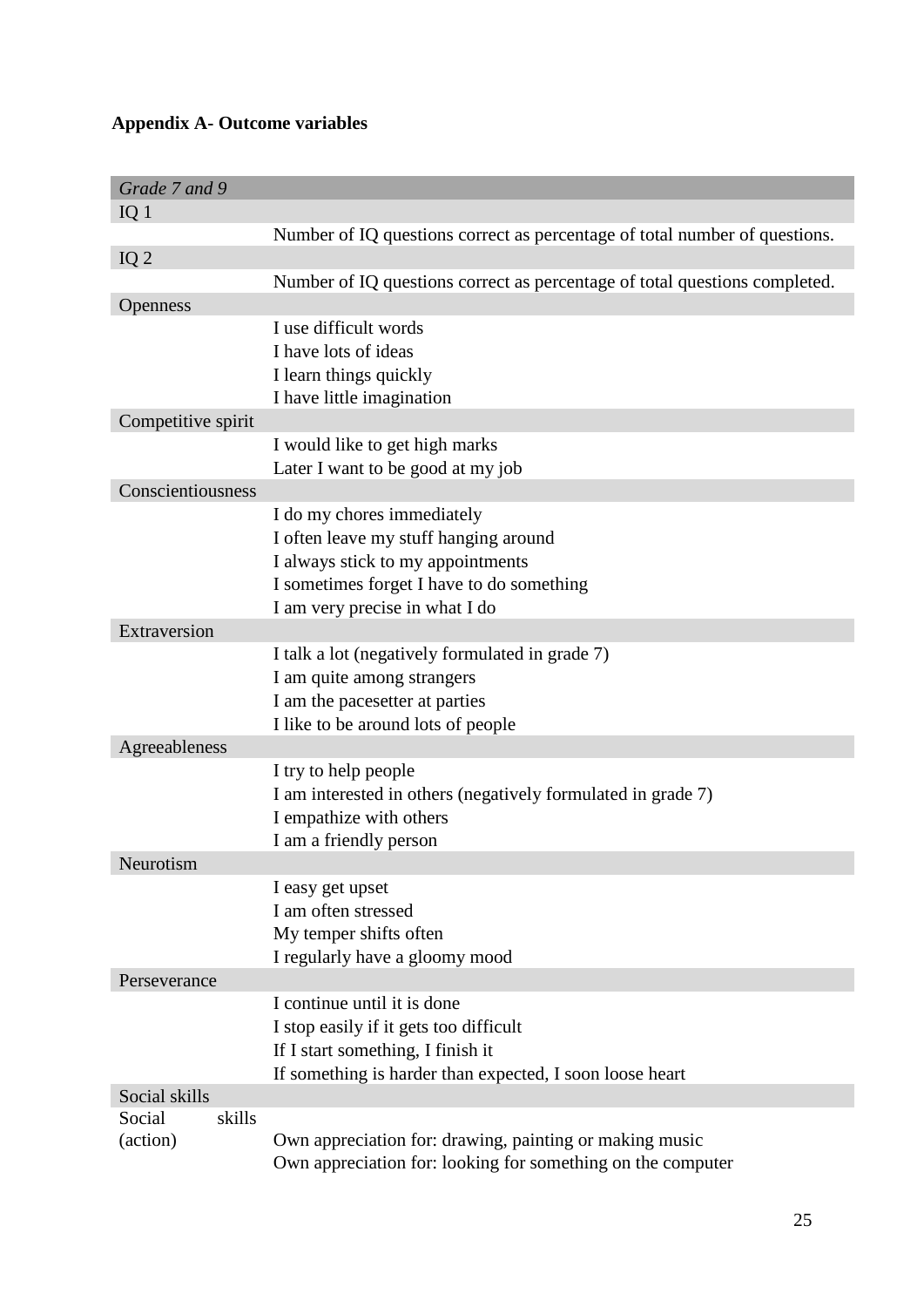**Appendix A- Outcome variables**

| *Grade 7 and 9* | |
|---|---|
| IQ 1 | |
| | Number of IQ questions correct as percentage of total number of questions. |
| IQ 2 | |
| | Number of IQ questions correct as percentage of total questions completed. |
| Openness | |
| | I use difficult words |
| | I have lots of ideas |
| | I learn things quickly |
| | I have little imagination |
| Competitive spirit | |
| | I would like to get high marks |
| | Later I want to be good at my job |
| Conscientiousness | |
| | I do my chores immediately |
| | I often leave my stuff hanging around |
| | I always stick to my appointments |
| | I sometimes forget I have to do something |
| | I am very precise in what I do |
| Extraversion | |
| | I talk a lot (negatively formulated in grade 7) |
| | I am quite among strangers |
| | I am the pacesetter at parties |
| | I like to be around lots of people |
| Agreeableness | |
| | I try to help people |
| | I am interested in others (negatively formulated in grade 7) |
| | I empathize with others |
| | I am a friendly person |
| Neurotism | |
| | I easy get upset |
| | I am often stressed |
| | My temper shifts often |
| | I regularly have a gloomy mood |
| Perseverance | |
| | I continue until it is done |
| | I stop easily if it gets too difficult |
| | If I start something, I finish it |
| | If something is harder than expected, I soon loose heart |
| Social skills | |
| Social skills (action) | Own appreciation for: drawing, painting or making music |
| | Own appreciation for: looking for something on the computer |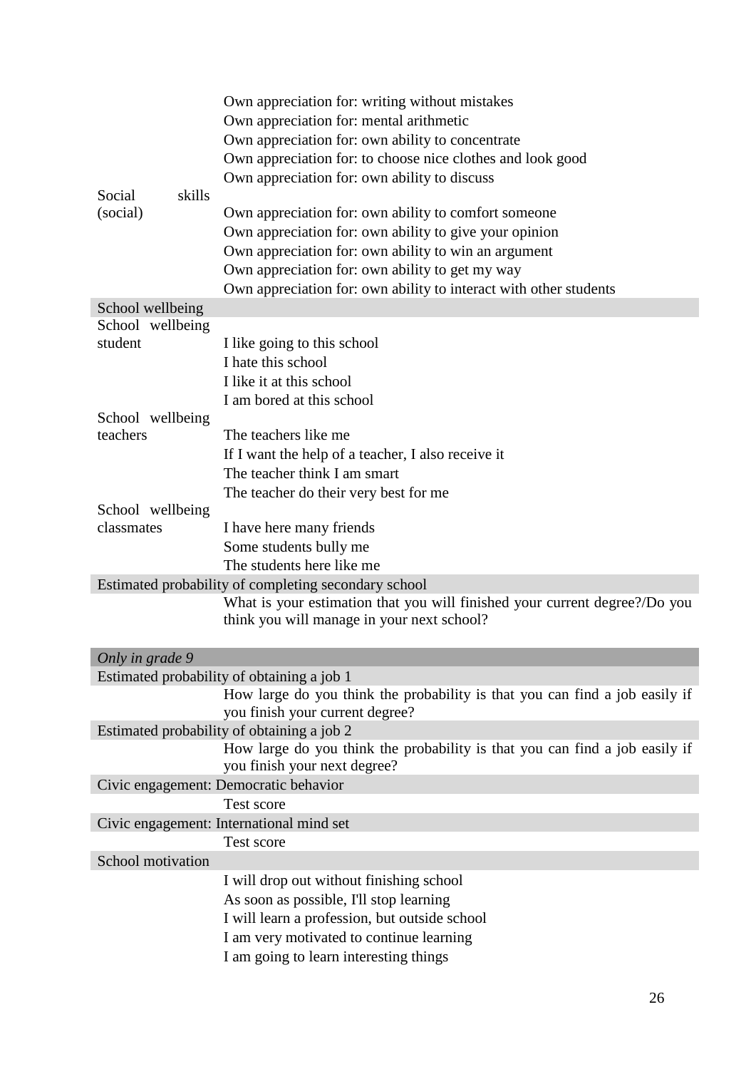| | |
|---|---|
| | Own appreciation for: writing without mistakes |
| | Own appreciation for: mental arithmetic |
| | Own appreciation for: own ability to concentrate |
| | Own appreciation for: to choose nice clothes and look good |
| | Own appreciation for: own ability to discuss |
| Social skills (social) | Own appreciation for: own ability to comfort someone |
| | Own appreciation for: own ability to give your opinion |
| | Own appreciation for: own ability to win an argument |
| | Own appreciation for: own ability to get my way |
| | Own appreciation for: own ability to interact with other students |
| School wellbeing | |
| School wellbeing student | I like going to this school |
| | I hate this school |
| | I like it at this school |
| | I am bored at this school |
| School wellbeing teachers | The teachers like me |
| | If I want the help of a teacher, I also receive it |
| | The teacher think I am smart |
| | The teacher do their very best for me |
| School wellbeing classmates | I have here many friends |
| | Some students bully me |
| | The students here like me |
| Estimated probability of completing secondary school | |
| | What is your estimation that you will finished your current degree?/Do you think you will manage in your next school? |
| *Only in grade 9* | |
| Estimated probability of obtaining a job 1 | |
| | How large do you think the probability is that you can find a job easily if you finish your current degree? |
| Estimated probability of obtaining a job 2 | |
| | How large do you think the probability is that you can find a job easily if you finish your next degree? |
| Civic engagement: Democratic behavior | |
| | Test score |
| Civic engagement: International mind set | |
| | Test score |
| School motivation | |
| | I will drop out without finishing school |
| | As soon as possible, I'll stop learning |
| | I will learn a profession, but outside school |
| | I am very motivated to continue learning |
| | I am going to learn interesting things |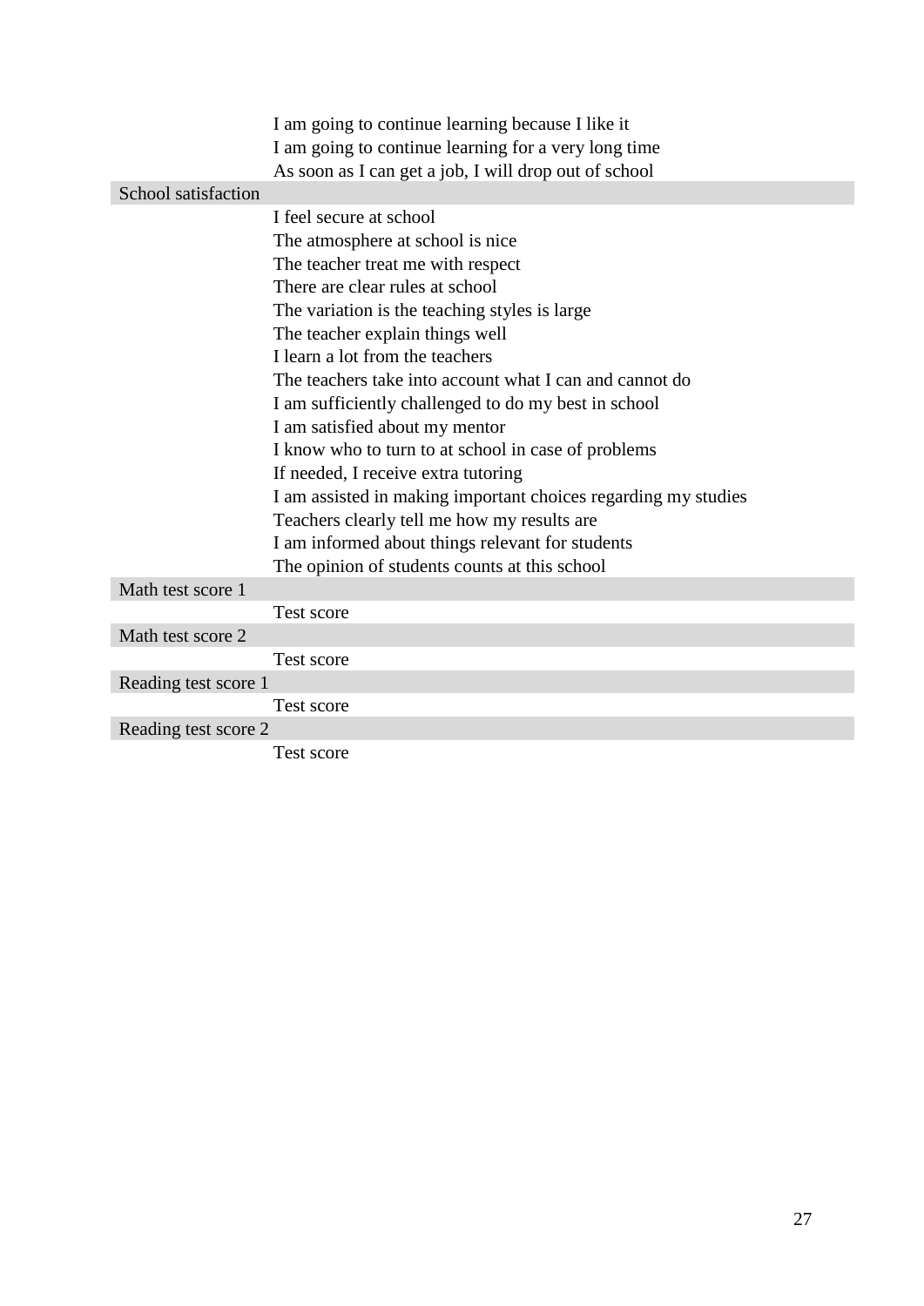| | |
|---|---|
| | I am going to continue learning because I like it |
| | I am going to continue learning for a very long time |
| | As soon as I can get a job, I will drop out of school |
| School satisfaction | |
| | I feel secure at school |
| | The atmosphere at school is nice |
| | The teacher treat me with respect |
| | There are clear rules at school |
| | The variation is the teaching styles is large |
| | The teacher explain things well |
| | I learn a lot from the teachers |
| | The teachers take into account what I can and cannot do |
| | I am sufficiently challenged to do my best in school |
| | I am satisfied about my mentor |
| | I know who to turn to at school in case of problems |
| | If needed, I receive extra tutoring |
| | I am assisted in making important choices regarding my studies |
| | Teachers clearly tell me how my results are |
| | I am informed about things relevant for students |
| | The opinion of students counts at this school |
| Math test score 1 | |
| | Test score |
| Math test score 2 | |
| | Test score |
| Reading test score 1 | |
| | Test score |
| Reading test score 2 | |
| | Test score |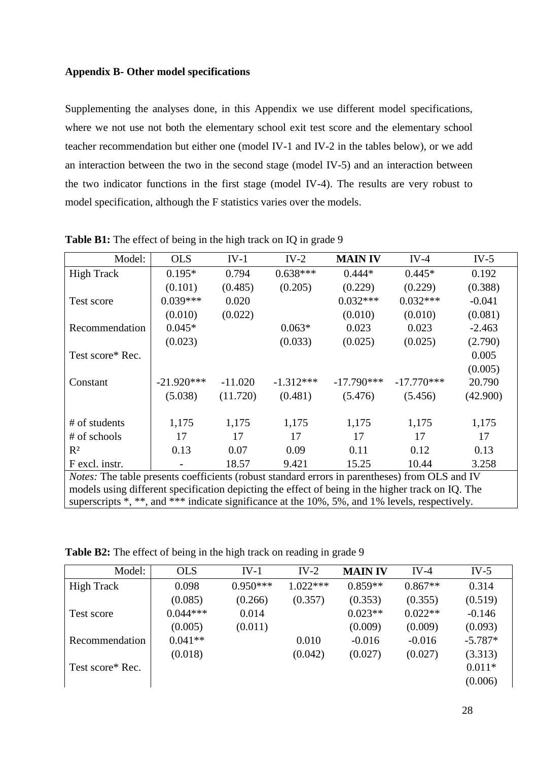**Appendix B- Other model specifications**

Supplementing the analyses done, in this Appendix we use different model specifications, where we not use not both the elementary school exit test score and the elementary school teacher recommendation but either one (model IV-1 and IV-2 in the tables below), or we add an interaction between the two in the second stage (model IV-5) and an interaction between the two indicator functions in the first stage (model IV-4). The results are very robust to model specification, although the F statistics varies over the models.

**Table B1:** The effect of being in the high track on IQ in grade 9

| Model: | OLS | IV-1 | IV-2 | **MAIN IV** | IV-4 | IV-5 |
|---|---|---|---|---|---|---|
| High Track | 0.195* | 0.794 | 0.638*** | 0.444* | 0.445* | 0.192 |
| | (0.101) | (0.485) | (0.205) | (0.229) | (0.229) | (0.388) |
| Test score | 0.039*** | 0.020 | | 0.032*** | 0.032*** | -0.041 |
| | (0.010) | (0.022) | | (0.010) | (0.010) | (0.081) |
| Recommendation | 0.045* | | 0.063* | 0.023 | 0.023 | -2.463 |
| | (0.023) | | (0.033) | (0.025) | (0.025) | (2.790) |
| Test score* Rec. | | | | | | 0.005 |
| | | | | | | (0.005) |
| Constant | -21.920*** | -11.020 | -1.312*** | -17.790*** | -17.770*** | 20.790 |
| | (5.038) | (11.720) | (0.481) | (5.476) | (5.456) | (42.900) |
| # of students | 1,175 | 1,175 | 1,175 | 1,175 | 1,175 | 1,175 |
| # of schools | 17 | 17 | 17 | 17 | 17 | 17 |
| $R^2$ | 0.13 | 0.07 | 0.09 | 0.11 | 0.12 | 0.13 |
| F excl. instr. | - | 18.57 | 9.421 | 15.25 | 10.44 | 3.258 |

*Notes:* The table presents coefficients (robust standard errors in parentheses) from OLS and IV models using different specification depicting the effect of being in the higher track on IQ. The superscripts *, **, and *** indicate significance at the 10%, 5%, and 1% levels, respectively.

**Table B2:** The effect of being in the high track on reading in grade 9

| Model: | OLS | IV-1 | IV-2 | **MAIN IV** | IV-4 | IV-5 |
|---|---|---|---|---|---|---|
| High Track | 0.098 | 0.950*** | 1.022*** | 0.859** | 0.867** | 0.314 |
| | (0.085) | (0.266) | (0.357) | (0.353) | (0.355) | (0.519) |
| Test score | 0.044*** | 0.014 | | 0.023** | 0.022** | -0.146 |
| | (0.005) | (0.011) | | (0.009) | (0.009) | (0.093) |
| Recommendation | 0.041** | | 0.010 | -0.016 | -0.016 | -5.787* |
| | (0.018) | | (0.042) | (0.027) | (0.027) | (3.313) |
| Test score* Rec. | | | | | | 0.011* |
| | | | | | | (0.006) |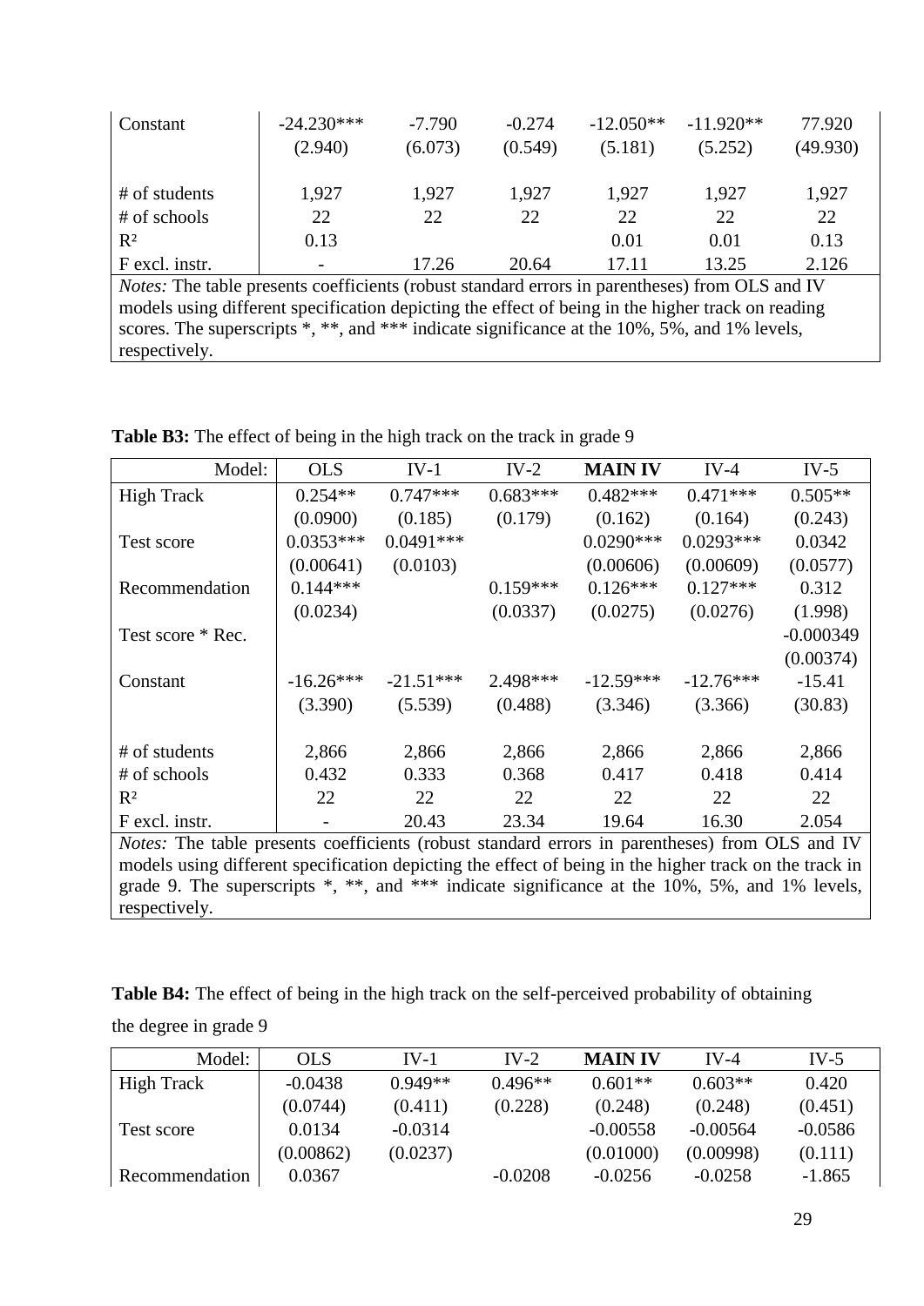| | | | | | | |
|---|---|---|---|---|---|---|
| Constant | -24.230*** | -7.790 | -0.274 | -12.050** | -11.920** | 77.920 |
| | (2.940) | (6.073) | (0.549) | (5.181) | (5.252) | (49.930) |
| | | | | | | |
| # of students | 1,927 | 1,927 | 1,927 | 1,927 | 1,927 | 1,927 |
| # of schools | 22 | 22 | 22 | 22 | 22 | 22 |
| $R^2$ | 0.13 | | | 0.01 | 0.01 | 0.13 |
| F excl. instr. | - | 17.26 | 20.64 | 17.11 | 13.25 | 2.126 |

*Notes:* The table presents coefficients (robust standard errors in parentheses) from OLS and IV models using different specification depicting the effect of being in the higher track on reading scores. The superscripts *, **, and *** indicate significance at the 10%, 5%, and 1% levels, respectively.

**Table B3:** The effect of being in the high track on the track in grade 9

| Model: | OLS | IV-1 | IV-2 | **MAIN IV** | IV-4 | IV-5 |
|---|---|---|---|---|---|---|
| High Track | 0.254** | 0.747*** | 0.683*** | 0.482*** | 0.471*** | 0.505** |
| | (0.0900) | (0.185) | (0.179) | (0.162) | (0.164) | (0.243) |
| Test score | 0.0353*** | 0.0491*** | | 0.0290*** | 0.0293*** | 0.0342 |
| | (0.00641) | (0.0103) | | (0.00606) | (0.00609) | (0.0577) |
| Recommendation | 0.144*** | | 0.159*** | 0.126*** | 0.127*** | 0.312 |
| | (0.0234) | | (0.0337) | (0.0275) | (0.0276) | (1.998) |
| Test score * Rec. | | | | | | -0.000349 |
| | | | | | | (0.00374) |
| Constant | -16.26*** | -21.51*** | 2.498*** | -12.59*** | -12.76*** | -15.41 |
| | (3.390) | (5.539) | (0.488) | (3.346) | (3.366) | (30.83) |
| | | | | | | |
| # of students | 2,866 | 2,866 | 2,866 | 2,866 | 2,866 | 2,866 |
| # of schools | 0.432 | 0.333 | 0.368 | 0.417 | 0.418 | 0.414 |
| $R^2$ | 22 | 22 | 22 | 22 | 22 | 22 |
| F excl. instr. | - | 20.43 | 23.34 | 19.64 | 16.30 | 2.054 |

*Notes:* The table presents coefficients (robust standard errors in parentheses) from OLS and IV models using different specification depicting the effect of being in the higher track on the track in grade 9. The superscripts *, **, and *** indicate significance at the 10%, 5%, and 1% levels, respectively.

**Table B4:** The effect of being in the high track on the self-perceived probability of obtaining the degree in grade 9

| Model: | OLS | IV-1 | IV-2 | **MAIN IV** | IV-4 | IV-5 |
|---|---|---|---|---|---|---|
| High Track | -0.0438 | 0.949** | 0.496** | 0.601** | 0.603** | 0.420 |
| | (0.0744) | (0.411) | (0.228) | (0.248) | (0.248) | (0.451) |
| Test score | 0.0134 | -0.0314 | | -0.00558 | -0.00564 | -0.0586 |
| | (0.00862) | (0.0237) | | (0.01000) | (0.00998) | (0.111) |
| Recommendation | 0.0367 | | -0.0208 | -0.0256 | -0.0258 | -1.865 |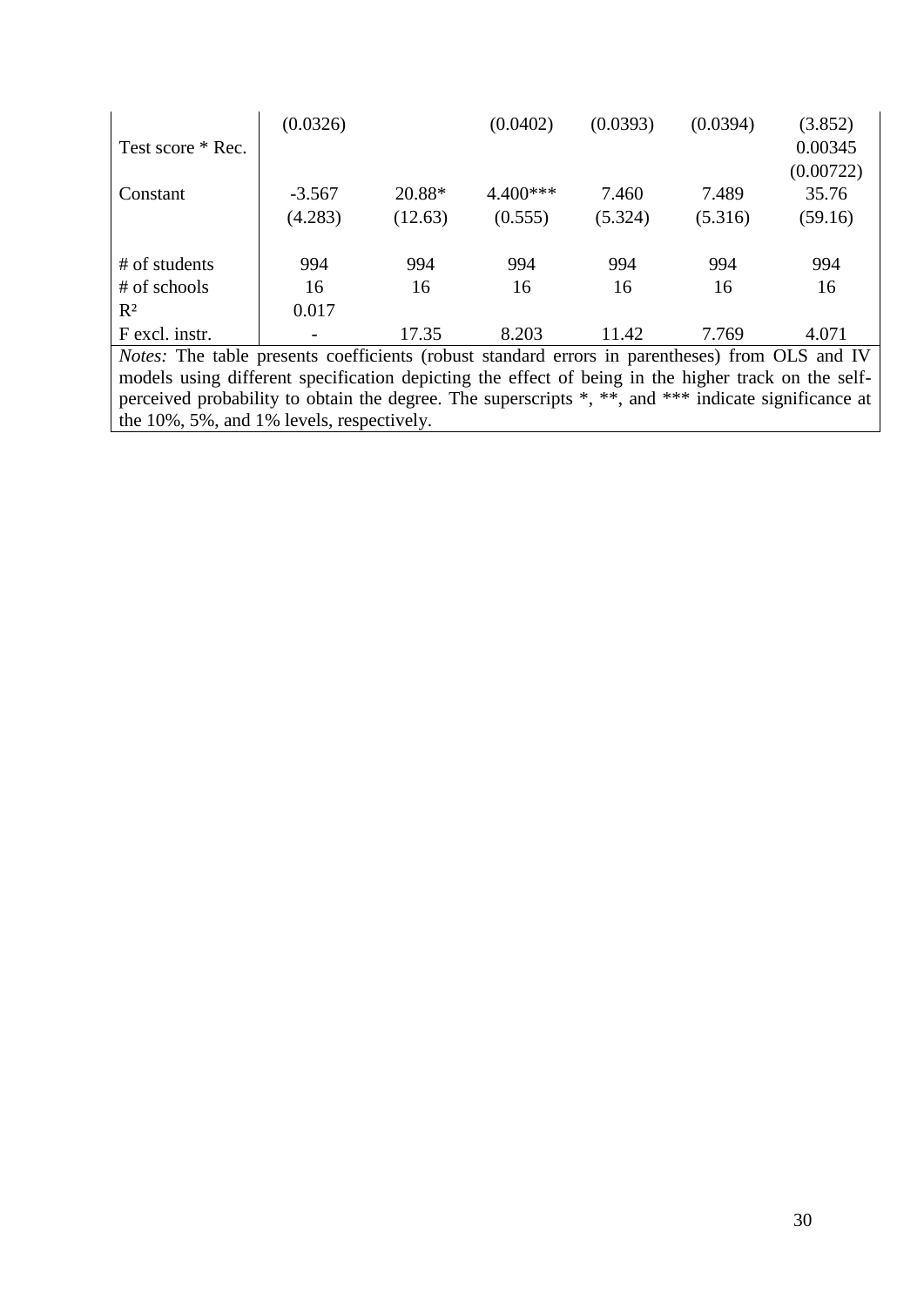| | | | | | | |
|---|---|---|---|---|---|---|
| | (0.0326) | | (0.0402) | (0.0393) | (0.0394) | (3.852) |
| Test score * Rec. | | | | | | 0.00345 |
| | | | | | | (0.00722) |
| Constant | -3.567 | 20.88* | 4.400*** | 7.460 | 7.489 | 35.76 |
| | (4.283) | (12.63) | (0.555) | (5.324) | (5.316) | (59.16) |
| # of students | 994 | 994 | 994 | 994 | 994 | 994 |
| # of schools | 16 | 16 | 16 | 16 | 16 | 16 |
| $R^2$ | 0.017 | | | | | |
| F excl. instr. | - | 17.35 | 8.203 | 11.42 | 7.769 | 4.071 |

*Notes:* The table presents coefficients (robust standard errors in parentheses) from OLS and IV models using different specification depicting the effect of being in the higher track on the self-perceived probability to obtain the degree. The superscripts *, **, and *** indicate significance at the 10%, 5%, and 1% levels, respectively.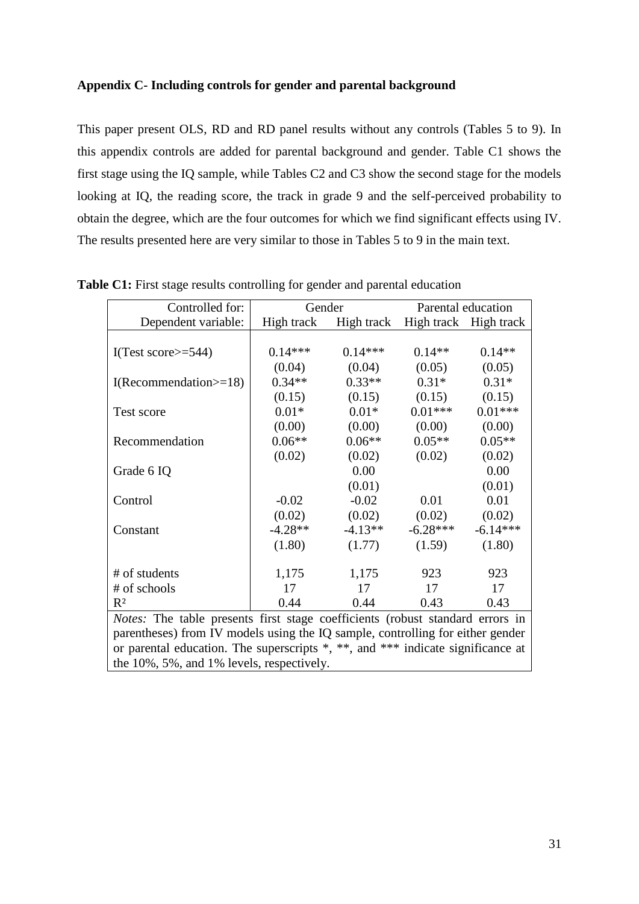**Appendix C- Including controls for gender and parental background**

This paper present OLS, RD and RD panel results without any controls (Tables 5 to 9). In this appendix controls are added for parental background and gender. Table C1 shows the first stage using the IQ sample, while Tables C2 and C3 show the second stage for the models looking at IQ, the reading score, the track in grade 9 and the self-perceived probability to obtain the degree, which are the four outcomes for which we find significant effects using IV. The results presented here are very similar to those in Tables 5 to 9 in the main text.

**Table C1:** First stage results controlling for gender and parental education

| Controlled for: | Gender | | Parental education | |
|---|---|---|---|---|
| Dependent variable: | High track | High track | High track | High track |
| I(Test score>=544) | 0.14*** | 0.14*** | 0.14** | 0.14** |
| | (0.04) | (0.04) | (0.05) | (0.05) |
| I(Recommendation>=18) | 0.34** | 0.33** | 0.31* | 0.31* |
| | (0.15) | (0.15) | (0.15) | (0.15) |
| Test score | 0.01* | 0.01* | 0.01*** | 0.01*** |
| | (0.00) | (0.00) | (0.00) | (0.00) |
| Recommendation | 0.06** | 0.06** | 0.05** | 0.05** |
| | (0.02) | (0.02) | (0.02) | (0.02) |
| Grade 6 IQ | | 0.00 | | 0.00 |
| | | (0.01) | | (0.01) |
| Control | -0.02 | -0.02 | 0.01 | 0.01 |
| | (0.02) | (0.02) | (0.02) | (0.02) |
| Constant | -4.28** | -4.13** | -6.28*** | -6.14*** |
| | (1.80) | (1.77) | (1.59) | (1.80) |
| # of students | 1,175 | 1,175 | 923 | 923 |
| # of schools | 17 | 17 | 17 | 17 |
| $R^2$ | 0.44 | 0.44 | 0.43 | 0.43 |

*Notes:* The table presents first stage coefficients (robust standard errors in parentheses) from IV models using the IQ sample, controlling for either gender or parental education. The superscripts *, **, and *** indicate significance at the 10%, 5%, and 1% levels, respectively.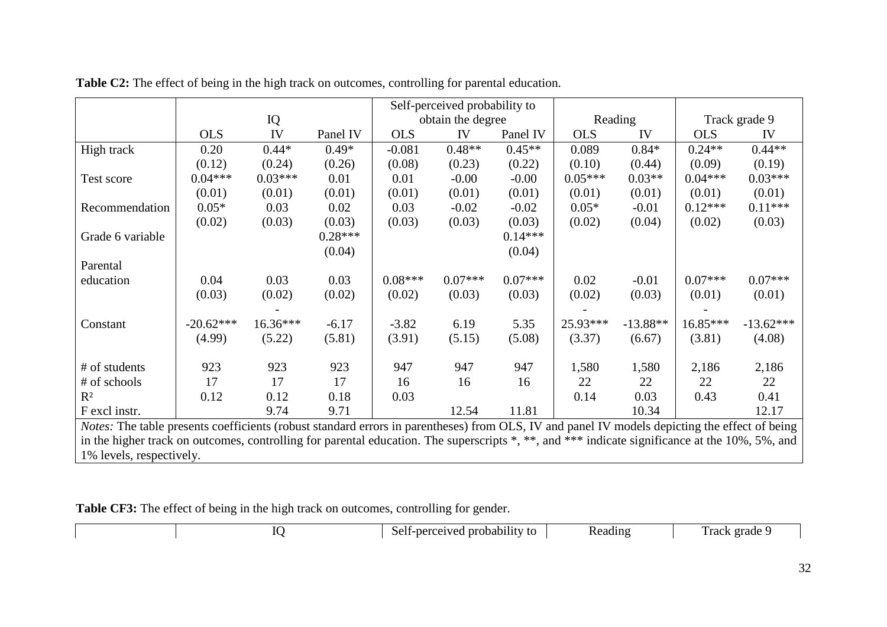**Table C2:** The effect of being in the high track on outcomes, controlling for parental education.

| | IQ | | | Self-perceived probability to obtain the degree | | | Reading | | Track grade 9 | |
|---|---|---|---|---|---|---|---|---|---|---|
| | OLS | IV | Panel IV | OLS | IV | Panel IV | OLS | IV | OLS | IV |
| High track | 0.20 | 0.44* | 0.49* | -0.081 | 0.48** | 0.45** | 0.089 | 0.84* | 0.24** | 0.44** |
| | (0.12) | (0.24) | (0.26) | (0.08) | (0.23) | (0.22) | (0.10) | (0.44) | (0.09) | (0.19) |
| Test score | 0.04*** | 0.03*** | 0.01 | 0.01 | -0.00 | -0.00 | 0.05*** | 0.03** | 0.04*** | 0.03*** |
| | (0.01) | (0.01) | (0.01) | (0.01) | (0.01) | (0.01) | (0.01) | (0.01) | (0.01) | (0.01) |
| Recommendation | 0.05* | 0.03 | 0.02 | 0.03 | -0.02 | -0.02 | 0.05* | -0.01 | 0.12*** | 0.11*** |
| | (0.02) | (0.03) | (0.03) | (0.03) | (0.03) | (0.03) | (0.02) | (0.04) | (0.02) | (0.03) |
| Grade 6 variable | | | 0.28*** | | | 0.14*** | | | | |
| | | | (0.04) | | | (0.04) | | | | |
| Parental education | 0.04 | 0.03 | 0.03 | 0.08*** | 0.07*** | 0.07*** | 0.02 | -0.01 | 0.07*** | 0.07*** |
| | (0.03) | (0.02) | (0.02) | (0.02) | (0.03) | (0.03) | (0.02) | (0.03) | (0.01) | (0.01) |
| Constant | -20.62*** | -16.36*** | -6.17 | -3.82 | 6.19 | 5.35 | -25.93*** | -13.88** | -16.85*** | -13.62*** |
| | (4.99) | (5.22) | (5.81) | (3.91) | (5.15) | (5.08) | (3.37) | (6.67) | (3.81) | (4.08) |
| # of students | 923 | 923 | 923 | 947 | 947 | 947 | 1,580 | 1,580 | 2,186 | 2,186 |
| # of schools | 17 | 17 | 17 | 16 | 16 | 16 | 22 | 22 | 22 | 22 |
| $R^2$ | 0.12 | 0.12 | 0.18 | 0.03 | | | 0.14 | 0.03 | 0.43 | 0.41 |
| F excl instr. | | 9.74 | 9.71 | | 12.54 | 11.81 | | 10.34 | | 12.17 |

*Notes:* The table presents coefficients (robust standard errors in parentheses) from OLS, IV and panel IV models depicting the effect of being in the higher track on outcomes, controlling for parental education. The superscripts *, **, and *** indicate significance at the 10%, 5%, and 1% levels, respectively.

**Table CF3:** The effect of being in the high track on outcomes, controlling for gender.

| | IQ | Self-perceived probability to | Reading | Track grade 9 |
|---|---|---|---|---|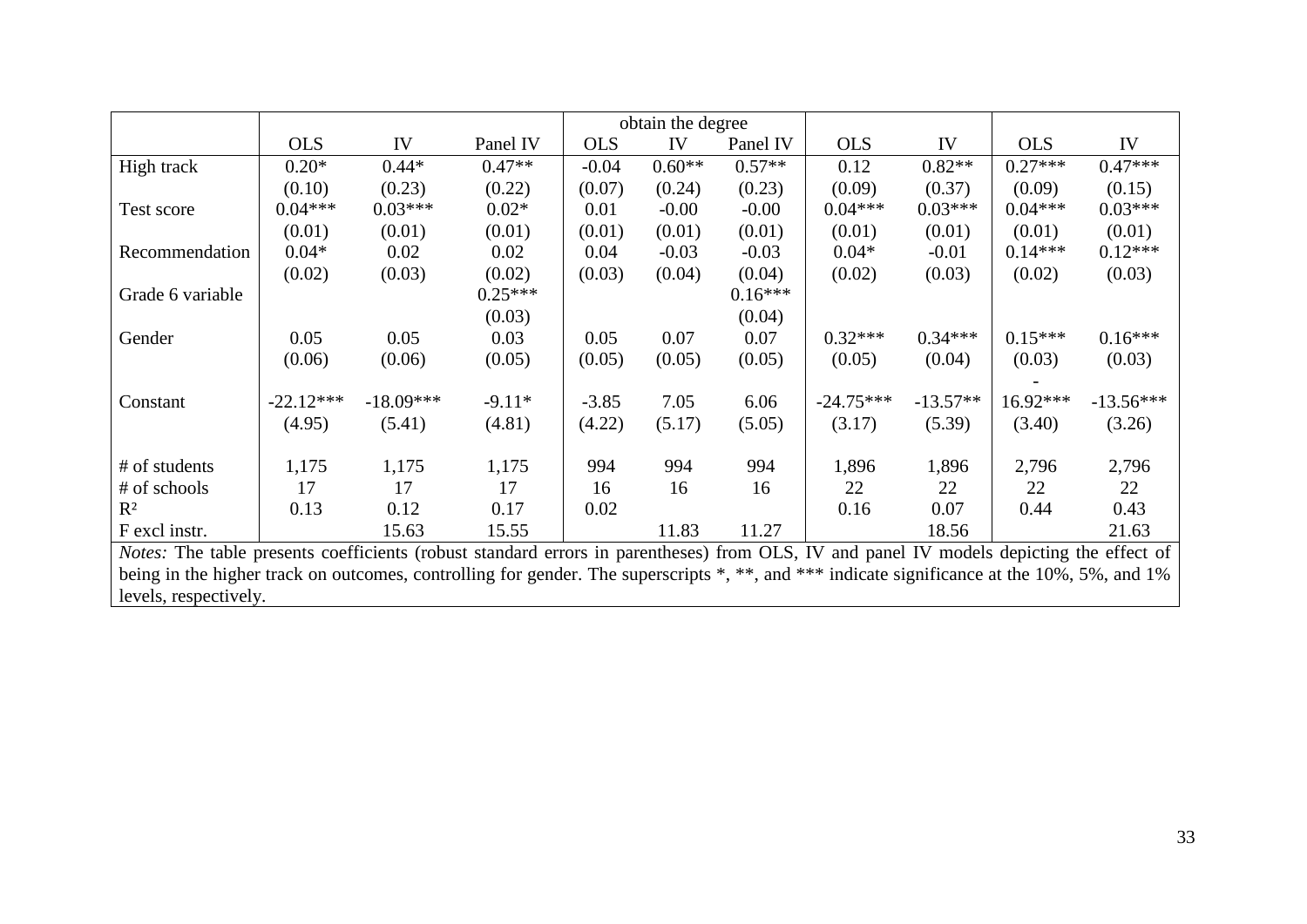| | | | | obtain the degree | | | | | | |
|---|---|---|---|---|---|---|---|---|---|---|
| | OLS | IV | Panel IV | OLS | IV | Panel IV | OLS | IV | OLS | IV |
| High track | 0.20* | 0.44* | 0.47** | -0.04 | 0.60** | 0.57** | 0.12 | 0.82** | 0.27*** | 0.47*** |
| | (0.10) | (0.23) | (0.22) | (0.07) | (0.24) | (0.23) | (0.09) | (0.37) | (0.09) | (0.15) |
| Test score | 0.04*** | 0.03*** | 0.02* | 0.01 | -0.00 | -0.00 | 0.04*** | 0.03*** | 0.04*** | 0.03*** |
| | (0.01) | (0.01) | (0.01) | (0.01) | (0.01) | (0.01) | (0.01) | (0.01) | (0.01) | (0.01) |
| Recommendation | 0.04* | 0.02 | 0.02 | 0.04 | -0.03 | -0.03 | 0.04* | -0.01 | 0.14*** | 0.12*** |
| | (0.02) | (0.03) | (0.02) | (0.03) | (0.04) | (0.04) | (0.02) | (0.03) | (0.02) | (0.03) |
| Grade 6 variable | | | 0.25*** | | | 0.16*** | | | | |
| | | | (0.03) | | | (0.04) | | | | |
| Gender | 0.05 | 0.05 | 0.03 | 0.05 | 0.07 | 0.07 | 0.32*** | 0.34*** | 0.15*** | 0.16*** |
| | (0.06) | (0.06) | (0.05) | (0.05) | (0.05) | (0.05) | (0.05) | (0.04) | (0.03) | (0.03) |
| Constant | -22.12*** | -18.09*** | -9.11* | -3.85 | 7.05 | 6.06 | -24.75*** | -13.57** | -16.92*** | -13.56*** |
| | (4.95) | (5.41) | (4.81) | (4.22) | (5.17) | (5.05) | (3.17) | (5.39) | (3.40) | (3.26) |
| # of students | 1,175 | 1,175 | 1,175 | 994 | 994 | 994 | 1,896 | 1,896 | 2,796 | 2,796 |
| # of schools | 17 | 17 | 17 | 16 | 16 | 16 | 22 | 22 | 22 | 22 |
| $R^2$ | 0.13 | 0.12 | 0.17 | 0.02 | | | 0.16 | 0.07 | 0.44 | 0.43 |
| F excl instr. | | 15.63 | 15.55 | | 11.83 | 11.27 | | 18.56 | | 21.63 |

*Notes:* The table presents coefficients (robust standard errors in parentheses) from OLS, IV and panel IV models depicting the effect of being in the higher track on outcomes, controlling for gender. The superscripts *, **, and *** indicate significance at the 10%, 5%, and 1% levels, respectively.